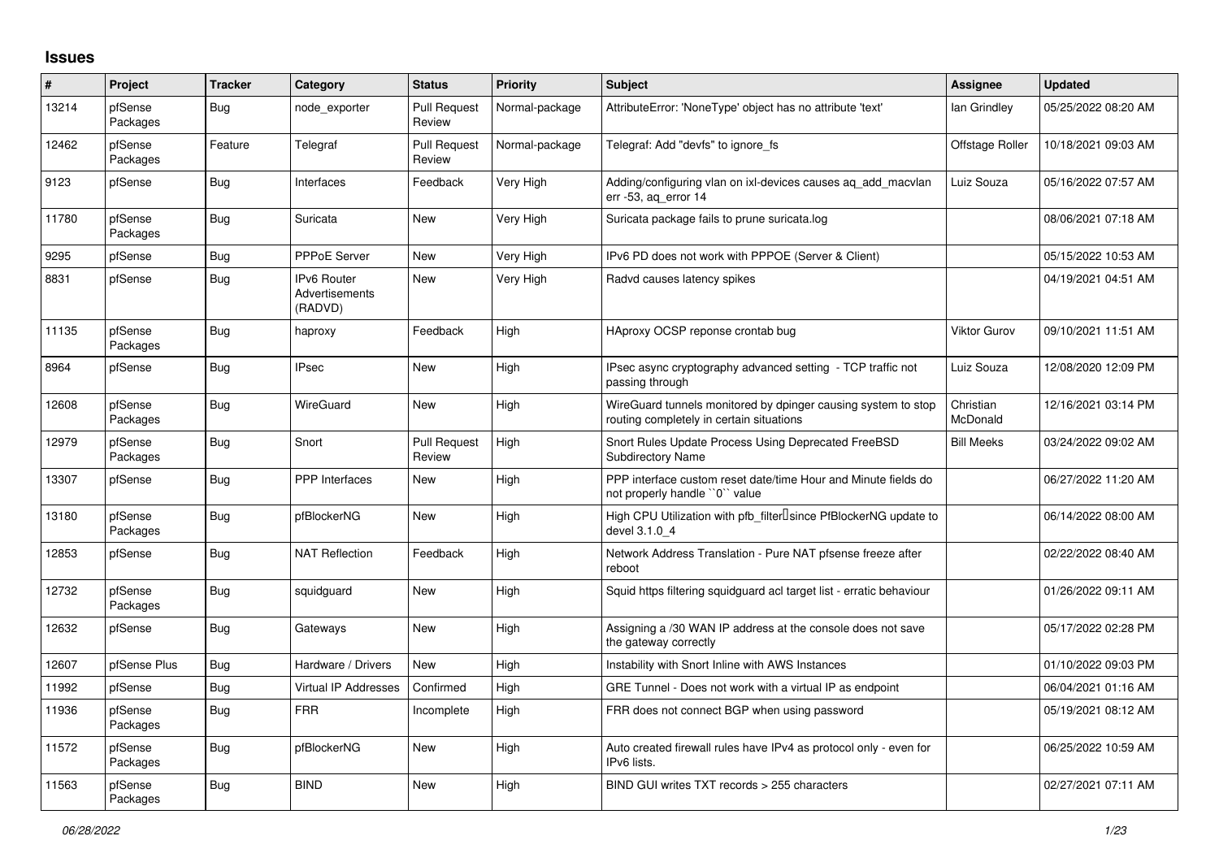# Issues

| # | Project | Tracker | Category | Status | Priority | Subject | Assignee | Updated |
|---|---|---|---|---|---|---|---|---|
| 13214 | pfSense Packages | Bug | node_exporter | Pull Request Review | Normal-package | AttributeError: 'NoneType' object has no attribute 'text' | Ian Grindley | 05/25/2022 08:20 AM |
| 12462 | pfSense Packages | Feature | Telegraf | Pull Request Review | Normal-package | Telegraf: Add "devfs" to ignore_fs | Offstage Roller | 10/18/2021 09:03 AM |
| 9123 | pfSense | Bug | Interfaces | Feedback | Very High | Adding/configuring vlan on ixl-devices causes aq_add_macvlan err -53, aq_error 14 | Luiz Souza | 05/16/2022 07:57 AM |
| 11780 | pfSense Packages | Bug | Suricata | New | Very High | Suricata package fails to prune suricata.log | | 08/06/2021 07:18 AM |
| 9295 | pfSense | Bug | PPPoE Server | New | Very High | IPv6 PD does not work with PPPOE (Server & Client) | | 05/15/2022 10:53 AM |
| 8831 | pfSense | Bug | IPv6 Router Advertisements (RADVD) | New | Very High | Radvd causes latency spikes | | 04/19/2021 04:51 AM |
| 11135 | pfSense Packages | Bug | haproxy | Feedback | High | HAproxy OCSP reponse crontab bug | Viktor Gurov | 09/10/2021 11:51 AM |
| 8964 | pfSense | Bug | IPsec | New | High | IPsec async cryptography advanced setting - TCP traffic not passing through | Luiz Souza | 12/08/2020 12:09 PM |
| 12608 | pfSense Packages | Bug | WireGuard | New | High | WireGuard tunnels monitored by dpinger causing system to stop routing completely in certain situations | Christian McDonald | 12/16/2021 03:14 PM |
| 12979 | pfSense Packages | Bug | Snort | Pull Request Review | High | Snort Rules Update Process Using Deprecated FreeBSD Subdirectory Name | Bill Meeks | 03/24/2022 09:02 AM |
| 13307 | pfSense | Bug | PPP Interfaces | New | High | PPP interface custom reset date/time Hour and Minute fields do not properly handle ``0`` value | | 06/27/2022 11:20 AM |
| 13180 | pfSense Packages | Bug | pfBlockerNG | New | High | High CPU Utilization with pfb_filter since PfBlockerNG update to devel 3.1.0_4 | | 06/14/2022 08:00 AM |
| 12853 | pfSense | Bug | NAT Reflection | Feedback | High | Network Address Translation - Pure NAT pfsense freeze after reboot | | 02/22/2022 08:40 AM |
| 12732 | pfSense Packages | Bug | squidguard | New | High | Squid https filtering squidguard acl target list - erratic behaviour | | 01/26/2022 09:11 AM |
| 12632 | pfSense | Bug | Gateways | New | High | Assigning a /30 WAN IP address at the console does not save the gateway correctly | | 05/17/2022 02:28 PM |
| 12607 | pfSense Plus | Bug | Hardware / Drivers | New | High | Instability with Snort Inline with AWS Instances | | 01/10/2022 09:03 PM |
| 11992 | pfSense | Bug | Virtual IP Addresses | Confirmed | High | GRE Tunnel - Does not work with a virtual IP as endpoint | | 06/04/2021 01:16 AM |
| 11936 | pfSense Packages | Bug | FRR | Incomplete | High | FRR does not connect BGP when using password | | 05/19/2021 08:12 AM |
| 11572 | pfSense Packages | Bug | pfBlockerNG | New | High | Auto created firewall rules have IPv4 as protocol only - even for IPv6 lists. | | 06/25/2022 10:59 AM |
| 11563 | pfSense Packages | Bug | BIND | New | High | BIND GUI writes TXT records > 255 characters | | 02/27/2021 07:11 AM |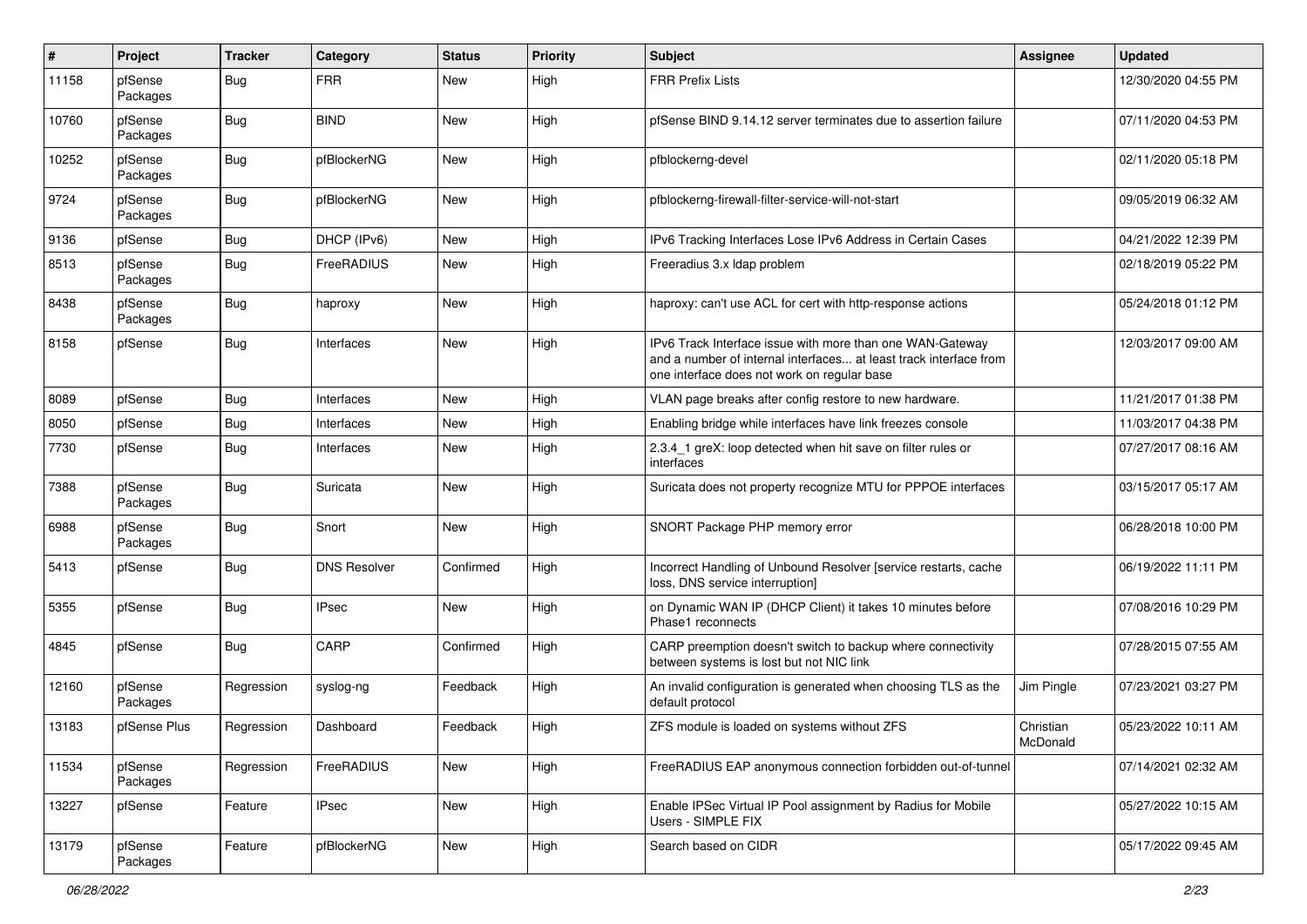| # | Project | Tracker | Category | Status | Priority | Subject | Assignee | Updated |
|---|---|---|---|---|---|---|---|---|
| 11158 | pfSense Packages | Bug | FRR | New | High | FRR Prefix Lists | | 12/30/2020 04:55 PM |
| 10760 | pfSense Packages | Bug | BIND | New | High | pfSense BIND 9.14.12 server terminates due to assertion failure | | 07/11/2020 04:53 PM |
| 10252 | pfSense Packages | Bug | pfBlockerNG | New | High | pfblockerng-devel | | 02/11/2020 05:18 PM |
| 9724 | pfSense Packages | Bug | pfBlockerNG | New | High | pfblockerng-firewall-filter-service-will-not-start | | 09/05/2019 06:32 AM |
| 9136 | pfSense | Bug | DHCP (IPv6) | New | High | IPv6 Tracking Interfaces Lose IPv6 Address in Certain Cases | | 04/21/2022 12:39 PM |
| 8513 | pfSense Packages | Bug | FreeRADIUS | New | High | Freeradius 3.x ldap problem | | 02/18/2019 05:22 PM |
| 8438 | pfSense Packages | Bug | haproxy | New | High | haproxy: can't use ACL for cert with http-response actions | | 05/24/2018 01:12 PM |
| 8158 | pfSense | Bug | Interfaces | New | High | IPv6 Track Interface issue with more than one WAN-Gateway and a number of internal interfaces... at least track interface from one interface does not work on regular base | | 12/03/2017 09:00 AM |
| 8089 | pfSense | Bug | Interfaces | New | High | VLAN page breaks after config restore to new hardware. | | 11/21/2017 01:38 PM |
| 8050 | pfSense | Bug | Interfaces | New | High | Enabling bridge while interfaces have link freezes console | | 11/03/2017 04:38 PM |
| 7730 | pfSense | Bug | Interfaces | New | High | 2.3.4_1 greX: loop detected when hit save on filter rules or interfaces | | 07/27/2017 08:16 AM |
| 7388 | pfSense Packages | Bug | Suricata | New | High | Suricata does not property recognize MTU for PPPOE interfaces | | 03/15/2017 05:17 AM |
| 6988 | pfSense Packages | Bug | Snort | New | High | SNORT Package PHP memory error | | 06/28/2018 10:00 PM |
| 5413 | pfSense | Bug | DNS Resolver | Confirmed | High | Incorrect Handling of Unbound Resolver [service restarts, cache loss, DNS service interruption] | | 06/19/2022 11:11 PM |
| 5355 | pfSense | Bug | IPsec | New | High | on Dynamic WAN IP (DHCP Client) it takes 10 minutes before Phase1 reconnects | | 07/08/2016 10:29 PM |
| 4845 | pfSense | Bug | CARP | Confirmed | High | CARP preemption doesn't switch to backup where connectivity between systems is lost but not NIC link | | 07/28/2015 07:55 AM |
| 12160 | pfSense Packages | Regression | syslog-ng | Feedback | High | An invalid configuration is generated when choosing TLS as the default protocol | Jim Pingle | 07/23/2021 03:27 PM |
| 13183 | pfSense Plus | Regression | Dashboard | Feedback | High | ZFS module is loaded on systems without ZFS | Christian McDonald | 05/23/2022 10:11 AM |
| 11534 | pfSense Packages | Regression | FreeRADIUS | New | High | FreeRADIUS EAP anonymous connection forbidden out-of-tunnel | | 07/14/2021 02:32 AM |
| 13227 | pfSense | Feature | IPsec | New | High | Enable IPSec Virtual IP Pool assignment by Radius for Mobile Users - SIMPLE FIX | | 05/27/2022 10:15 AM |
| 13179 | pfSense Packages | Feature | pfBlockerNG | New | High | Search based on CIDR | | 05/17/2022 09:45 AM |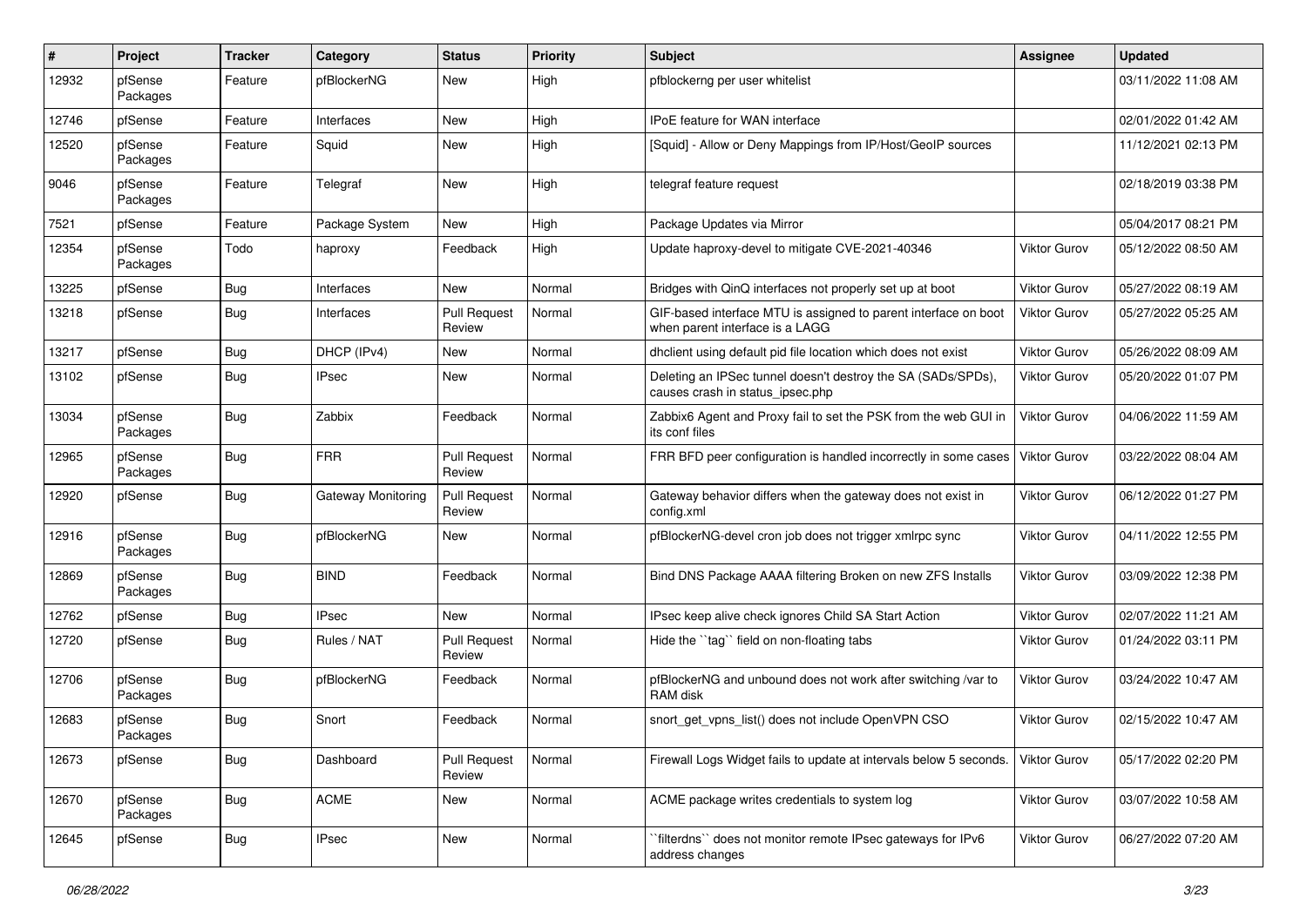| # | Project | Tracker | Category | Status | Priority | Subject | Assignee | Updated |
|---|---|---|---|---|---|---|---|---|
| 12932 | pfSense Packages | Feature | pfBlockerNG | New | High | pfblockerng per user whitelist | | 03/11/2022 11:08 AM |
| 12746 | pfSense | Feature | Interfaces | New | High | IPoE feature for WAN interface | | 02/01/2022 01:42 AM |
| 12520 | pfSense Packages | Feature | Squid | New | High | [Squid] - Allow or Deny Mappings from IP/Host/GeoIP sources | | 11/12/2021 02:13 PM |
| 9046 | pfSense Packages | Feature | Telegraf | New | High | telegraf feature request | | 02/18/2019 03:38 PM |
| 7521 | pfSense | Feature | Package System | New | High | Package Updates via Mirror | | 05/04/2017 08:21 PM |
| 12354 | pfSense Packages | Todo | haproxy | Feedback | High | Update haproxy-devel to mitigate CVE-2021-40346 | Viktor Gurov | 05/12/2022 08:50 AM |
| 13225 | pfSense | Bug | Interfaces | New | Normal | Bridges with QinQ interfaces not properly set up at boot | Viktor Gurov | 05/27/2022 08:19 AM |
| 13218 | pfSense | Bug | Interfaces | Pull Request Review | Normal | GIF-based interface MTU is assigned to parent interface on boot when parent interface is a LAGG | Viktor Gurov | 05/27/2022 05:25 AM |
| 13217 | pfSense | Bug | DHCP (IPv4) | New | Normal | dhclient using default pid file location which does not exist | Viktor Gurov | 05/26/2022 08:09 AM |
| 13102 | pfSense | Bug | IPsec | New | Normal | Deleting an IPSec tunnel doesn't destroy the SA (SADs/SPDs), causes crash in status_ipsec.php | Viktor Gurov | 05/20/2022 01:07 PM |
| 13034 | pfSense Packages | Bug | Zabbix | Feedback | Normal | Zabbix6 Agent and Proxy fail to set the PSK from the web GUI in its conf files | Viktor Gurov | 04/06/2022 11:59 AM |
| 12965 | pfSense Packages | Bug | FRR | Pull Request Review | Normal | FRR BFD peer configuration is handled incorrectly in some cases | Viktor Gurov | 03/22/2022 08:04 AM |
| 12920 | pfSense | Bug | Gateway Monitoring | Pull Request Review | Normal | Gateway behavior differs when the gateway does not exist in config.xml | Viktor Gurov | 06/12/2022 01:27 PM |
| 12916 | pfSense Packages | Bug | pfBlockerNG | New | Normal | pfBlockerNG-devel cron job does not trigger xmlrpc sync | Viktor Gurov | 04/11/2022 12:55 PM |
| 12869 | pfSense Packages | Bug | BIND | Feedback | Normal | Bind DNS Package AAAA filtering Broken on new ZFS Installs | Viktor Gurov | 03/09/2022 12:38 PM |
| 12762 | pfSense | Bug | IPsec | New | Normal | IPsec keep alive check ignores Child SA Start Action | Viktor Gurov | 02/07/2022 11:21 AM |
| 12720 | pfSense | Bug | Rules / NAT | Pull Request Review | Normal | Hide the ``tag`` field on non-floating tabs | Viktor Gurov | 01/24/2022 03:11 PM |
| 12706 | pfSense Packages | Bug | pfBlockerNG | Feedback | Normal | pfBlockerNG and unbound does not work after switching /var to RAM disk | Viktor Gurov | 03/24/2022 10:47 AM |
| 12683 | pfSense Packages | Bug | Snort | Feedback | Normal | snort_get_vpns_list() does not include OpenVPN CSO | Viktor Gurov | 02/15/2022 10:47 AM |
| 12673 | pfSense | Bug | Dashboard | Pull Request Review | Normal | Firewall Logs Widget fails to update at intervals below 5 seconds. | Viktor Gurov | 05/17/2022 02:20 PM |
| 12670 | pfSense Packages | Bug | ACME | New | Normal | ACME package writes credentials to system log | Viktor Gurov | 03/07/2022 10:58 AM |
| 12645 | pfSense | Bug | IPsec | New | Normal | ``filterdns`` does not monitor remote IPsec gateways for IPv6 address changes | Viktor Gurov | 06/27/2022 07:20 AM |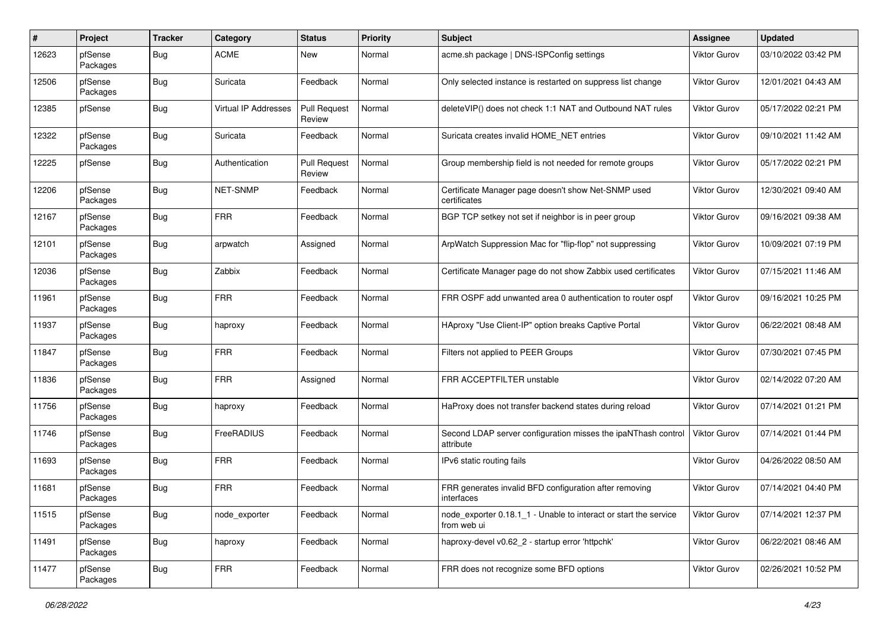| # | Project | Tracker | Category | Status | Priority | Subject | Assignee | Updated |
|---|---|---|---|---|---|---|---|---|
| 12623 | pfSense Packages | Bug | ACME | New | Normal | acme.sh package \| DNS-ISPConfig settings | Viktor Gurov | 03/10/2022 03:42 PM |
| 12506 | pfSense Packages | Bug | Suricata | Feedback | Normal | Only selected instance is restarted on suppress list change | Viktor Gurov | 12/01/2021 04:43 AM |
| 12385 | pfSense | Bug | Virtual IP Addresses | Pull Request Review | Normal | deleteVIP() does not check 1:1 NAT and Outbound NAT rules | Viktor Gurov | 05/17/2022 02:21 PM |
| 12322 | pfSense Packages | Bug | Suricata | Feedback | Normal | Suricata creates invalid HOME_NET entries | Viktor Gurov | 09/10/2021 11:42 AM |
| 12225 | pfSense | Bug | Authentication | Pull Request Review | Normal | Group membership field is not needed for remote groups | Viktor Gurov | 05/17/2022 02:21 PM |
| 12206 | pfSense Packages | Bug | NET-SNMP | Feedback | Normal | Certificate Manager page doesn't show Net-SNMP used certificates | Viktor Gurov | 12/30/2021 09:40 AM |
| 12167 | pfSense Packages | Bug | FRR | Feedback | Normal | BGP TCP setkey not set if neighbor is in peer group | Viktor Gurov | 09/16/2021 09:38 AM |
| 12101 | pfSense Packages | Bug | arpwatch | Assigned | Normal | ArpWatch Suppression Mac for "flip-flop" not suppressing | Viktor Gurov | 10/09/2021 07:19 PM |
| 12036 | pfSense Packages | Bug | Zabbix | Feedback | Normal | Certificate Manager page do not show Zabbix used certificates | Viktor Gurov | 07/15/2021 11:46 AM |
| 11961 | pfSense Packages | Bug | FRR | Feedback | Normal | FRR OSPF add unwanted area 0 authentication to router ospf | Viktor Gurov | 09/16/2021 10:25 PM |
| 11937 | pfSense Packages | Bug | haproxy | Feedback | Normal | HAproxy "Use Client-IP" option breaks Captive Portal | Viktor Gurov | 06/22/2021 08:48 AM |
| 11847 | pfSense Packages | Bug | FRR | Feedback | Normal | Filters not applied to PEER Groups | Viktor Gurov | 07/30/2021 07:45 PM |
| 11836 | pfSense Packages | Bug | FRR | Assigned | Normal | FRR ACCEPTFILTER unstable | Viktor Gurov | 02/14/2022 07:20 AM |
| 11756 | pfSense Packages | Bug | haproxy | Feedback | Normal | HaProxy does not transfer backend states during reload | Viktor Gurov | 07/14/2021 01:21 PM |
| 11746 | pfSense Packages | Bug | FreeRADIUS | Feedback | Normal | Second LDAP server configuration misses the ipaNThash control attribute | Viktor Gurov | 07/14/2021 01:44 PM |
| 11693 | pfSense Packages | Bug | FRR | Feedback | Normal | IPv6 static routing fails | Viktor Gurov | 04/26/2022 08:50 AM |
| 11681 | pfSense Packages | Bug | FRR | Feedback | Normal | FRR generates invalid BFD configuration after removing interfaces | Viktor Gurov | 07/14/2021 04:40 PM |
| 11515 | pfSense Packages | Bug | node_exporter | Feedback | Normal | node_exporter 0.18.1_1 - Unable to interact or start the service from web ui | Viktor Gurov | 07/14/2021 12:37 PM |
| 11491 | pfSense Packages | Bug | haproxy | Feedback | Normal | haproxy-devel v0.62_2 - startup error 'httpchk' | Viktor Gurov | 06/22/2021 08:46 AM |
| 11477 | pfSense Packages | Bug | FRR | Feedback | Normal | FRR does not recognize some BFD options | Viktor Gurov | 02/26/2021 10:52 PM |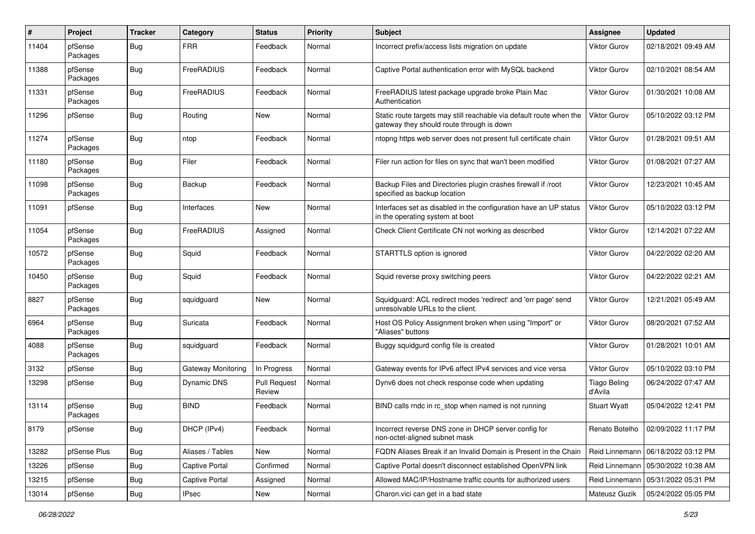| # | Project | Tracker | Category | Status | Priority | Subject | Assignee | Updated |
|---|---|---|---|---|---|---|---|---|
| 11404 | pfSense Packages | Bug | FRR | Feedback | Normal | Incorrect prefix/access lists migration on update | Viktor Gurov | 02/18/2021 09:49 AM |
| 11388 | pfSense Packages | Bug | FreeRADIUS | Feedback | Normal | Captive Portal authentication error with MySQL backend | Viktor Gurov | 02/10/2021 08:54 AM |
| 11331 | pfSense Packages | Bug | FreeRADIUS | Feedback | Normal | FreeRADIUS latest package upgrade broke Plain Mac Authentication | Viktor Gurov | 01/30/2021 10:08 AM |
| 11296 | pfSense | Bug | Routing | New | Normal | Static route targets may still reachable via default route when the gateway they should route through is down | Viktor Gurov | 05/10/2022 03:12 PM |
| 11274 | pfSense Packages | Bug | ntop | Feedback | Normal | ntopng https web server does not present full certificate chain | Viktor Gurov | 01/28/2021 09:51 AM |
| 11180 | pfSense Packages | Bug | Filer | Feedback | Normal | Filer run action for files on sync that wan't been modified | Viktor Gurov | 01/08/2021 07:27 AM |
| 11098 | pfSense Packages | Bug | Backup | Feedback | Normal | Backup Files and Directories plugin crashes firewall if /root specified as backup location | Viktor Gurov | 12/23/2021 10:45 AM |
| 11091 | pfSense | Bug | Interfaces | New | Normal | Interfaces set as disabled in the configuration have an UP status in the operating system at boot | Viktor Gurov | 05/10/2022 03:12 PM |
| 11054 | pfSense Packages | Bug | FreeRADIUS | Assigned | Normal | Check Client Certificate CN not working as described | Viktor Gurov | 12/14/2021 07:22 AM |
| 10572 | pfSense Packages | Bug | Squid | Feedback | Normal | STARTTLS option is ignored | Viktor Gurov | 04/22/2022 02:20 AM |
| 10450 | pfSense Packages | Bug | Squid | Feedback | Normal | Squid reverse proxy switching peers | Viktor Gurov | 04/22/2022 02:21 AM |
| 8827 | pfSense Packages | Bug | squidguard | New | Normal | Squidguard: ACL redirect modes 'redirect' and 'err page' send unresolvable URLs to the client. | Viktor Gurov | 12/21/2021 05:49 AM |
| 6964 | pfSense Packages | Bug | Suricata | Feedback | Normal | Host OS Policy Assignment broken when using "Import" or "Aliases" buttons | Viktor Gurov | 08/20/2021 07:52 AM |
| 4088 | pfSense Packages | Bug | squidguard | Feedback | Normal | Buggy squidgurd config file is created | Viktor Gurov | 01/28/2021 10:01 AM |
| 3132 | pfSense | Bug | Gateway Monitoring | In Progress | Normal | Gateway events for IPv6 affect IPv4 services and vice versa | Viktor Gurov | 05/10/2022 03:10 PM |
| 13298 | pfSense | Bug | Dynamic DNS | Pull Request Review | Normal | Dynv6 does not check response code when updating | Tiago Beling d'Avila | 06/24/2022 07:47 AM |
| 13114 | pfSense Packages | Bug | BIND | Feedback | Normal | BIND calls rndc in rc_stop when named is not running | Stuart Wyatt | 05/04/2022 12:41 PM |
| 8179 | pfSense | Bug | DHCP (IPv4) | Feedback | Normal | Incorrect reverse DNS zone in DHCP server config for non-octet-aligned subnet mask | Renato Botelho | 02/09/2022 11:17 PM |
| 13282 | pfSense Plus | Bug | Aliases / Tables | New | Normal | FQDN Aliases Break if an Invalid Domain is Present in the Chain | Reid Linnemann | 06/18/2022 03:12 PM |
| 13226 | pfSense | Bug | Captive Portal | Confirmed | Normal | Captive Portal doesn't disconnect established OpenVPN link | Reid Linnemann | 05/30/2022 10:38 AM |
| 13215 | pfSense | Bug | Captive Portal | Assigned | Normal | Allowed MAC/IP/Hostname traffic counts for authorized users | Reid Linnemann | 05/31/2022 05:31 PM |
| 13014 | pfSense | Bug | IPsec | New | Normal | Charon.vici can get in a bad state | Mateusz Guzik | 05/24/2022 05:05 PM |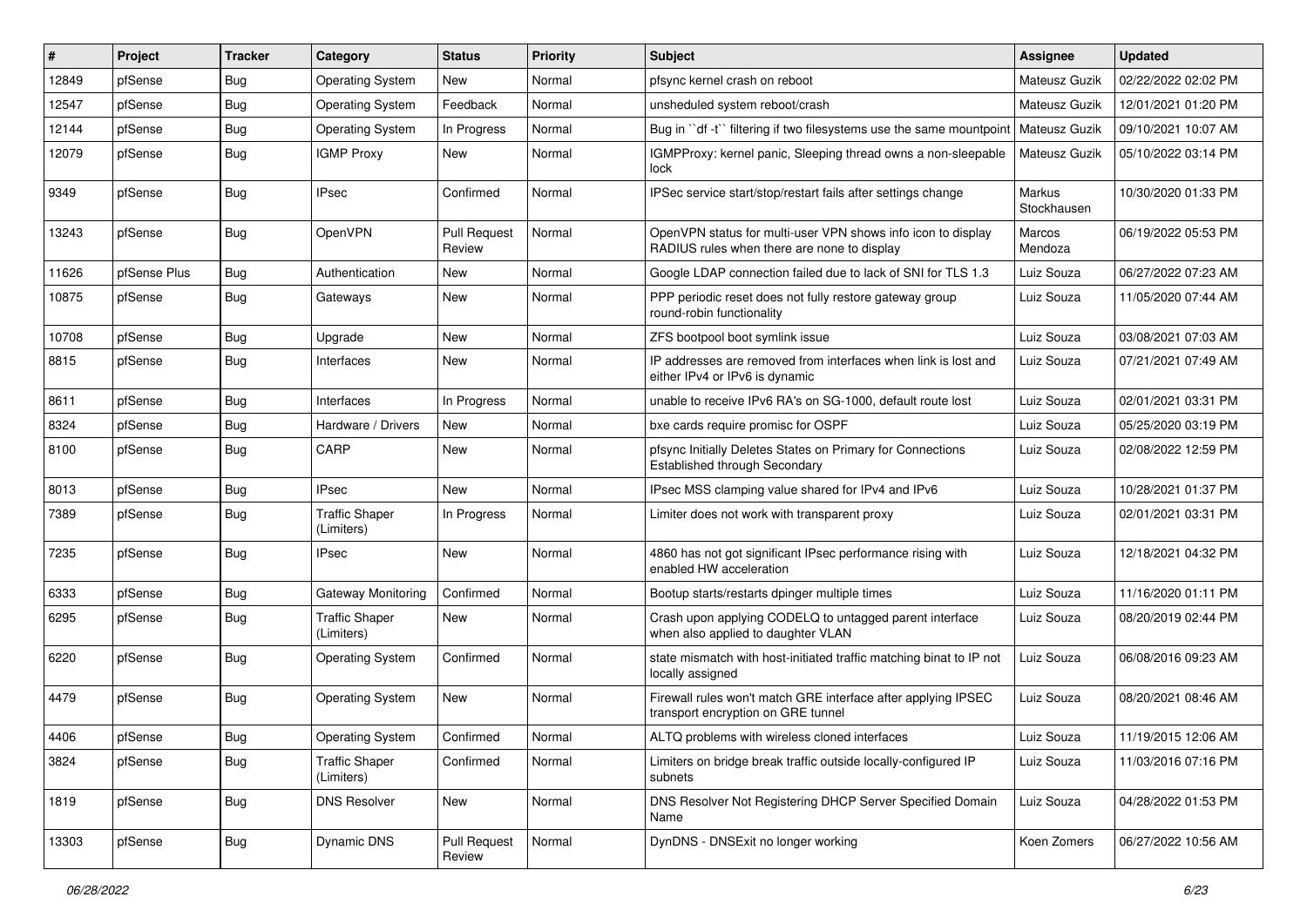| # | Project | Tracker | Category | Status | Priority | Subject | Assignee | Updated |
|---|---|---|---|---|---|---|---|---|
| 12849 | pfSense | Bug | Operating System | New | Normal | pfsync kernel crash on reboot | Mateusz Guzik | 02/22/2022 02:02 PM |
| 12547 | pfSense | Bug | Operating System | Feedback | Normal | unsheduled system reboot/crash | Mateusz Guzik | 12/01/2021 01:20 PM |
| 12144 | pfSense | Bug | Operating System | In Progress | Normal | Bug in ``df -t`` filtering if two filesystems use the same mountpoint | Mateusz Guzik | 09/10/2021 10:07 AM |
| 12079 | pfSense | Bug | IGMP Proxy | New | Normal | IGMPProxy: kernel panic, Sleeping thread owns a non-sleepable lock | Mateusz Guzik | 05/10/2022 03:14 PM |
| 9349 | pfSense | Bug | IPsec | Confirmed | Normal | IPSec service start/stop/restart fails after settings change | Markus Stockhausen | 10/30/2020 01:33 PM |
| 13243 | pfSense | Bug | OpenVPN | Pull Request Review | Normal | OpenVPN status for multi-user VPN shows info icon to display RADIUS rules when there are none to display | Marcos Mendoza | 06/19/2022 05:53 PM |
| 11626 | pfSense Plus | Bug | Authentication | New | Normal | Google LDAP connection failed due to lack of SNI for TLS 1.3 | Luiz Souza | 06/27/2022 07:23 AM |
| 10875 | pfSense | Bug | Gateways | New | Normal | PPP periodic reset does not fully restore gateway group round-robin functionality | Luiz Souza | 11/05/2020 07:44 AM |
| 10708 | pfSense | Bug | Upgrade | New | Normal | ZFS bootpool boot symlink issue | Luiz Souza | 03/08/2021 07:03 AM |
| 8815 | pfSense | Bug | Interfaces | New | Normal | IP addresses are removed from interfaces when link is lost and either IPv4 or IPv6 is dynamic | Luiz Souza | 07/21/2021 07:49 AM |
| 8611 | pfSense | Bug | Interfaces | In Progress | Normal | unable to receive IPv6 RA's on SG-1000, default route lost | Luiz Souza | 02/01/2021 03:31 PM |
| 8324 | pfSense | Bug | Hardware / Drivers | New | Normal | bxe cards require promisc for OSPF | Luiz Souza | 05/25/2020 03:19 PM |
| 8100 | pfSense | Bug | CARP | New | Normal | pfsync Initially Deletes States on Primary for Connections Established through Secondary | Luiz Souza | 02/08/2022 12:59 PM |
| 8013 | pfSense | Bug | IPsec | New | Normal | IPsec MSS clamping value shared for IPv4 and IPv6 | Luiz Souza | 10/28/2021 01:37 PM |
| 7389 | pfSense | Bug | Traffic Shaper (Limiters) | In Progress | Normal | Limiter does not work with transparent proxy | Luiz Souza | 02/01/2021 03:31 PM |
| 7235 | pfSense | Bug | IPsec | New | Normal | 4860 has not got significant IPsec performance rising with enabled HW acceleration | Luiz Souza | 12/18/2021 04:32 PM |
| 6333 | pfSense | Bug | Gateway Monitoring | Confirmed | Normal | Bootup starts/restarts dpinger multiple times | Luiz Souza | 11/16/2020 01:11 PM |
| 6295 | pfSense | Bug | Traffic Shaper (Limiters) | New | Normal | Crash upon applying CODELQ to untagged parent interface when also applied to daughter VLAN | Luiz Souza | 08/20/2019 02:44 PM |
| 6220 | pfSense | Bug | Operating System | Confirmed | Normal | state mismatch with host-initiated traffic matching binat to IP not locally assigned | Luiz Souza | 06/08/2016 09:23 AM |
| 4479 | pfSense | Bug | Operating System | New | Normal | Firewall rules won't match GRE interface after applying IPSEC transport encryption on GRE tunnel | Luiz Souza | 08/20/2021 08:46 AM |
| 4406 | pfSense | Bug | Operating System | Confirmed | Normal | ALTQ problems with wireless cloned interfaces | Luiz Souza | 11/19/2015 12:06 AM |
| 3824 | pfSense | Bug | Traffic Shaper (Limiters) | Confirmed | Normal | Limiters on bridge break traffic outside locally-configured IP subnets | Luiz Souza | 11/03/2016 07:16 PM |
| 1819 | pfSense | Bug | DNS Resolver | New | Normal | DNS Resolver Not Registering DHCP Server Specified Domain Name | Luiz Souza | 04/28/2022 01:53 PM |
| 13303 | pfSense | Bug | Dynamic DNS | Pull Request Review | Normal | DynDNS - DNSExit no longer working | Koen Zomers | 06/27/2022 10:56 AM |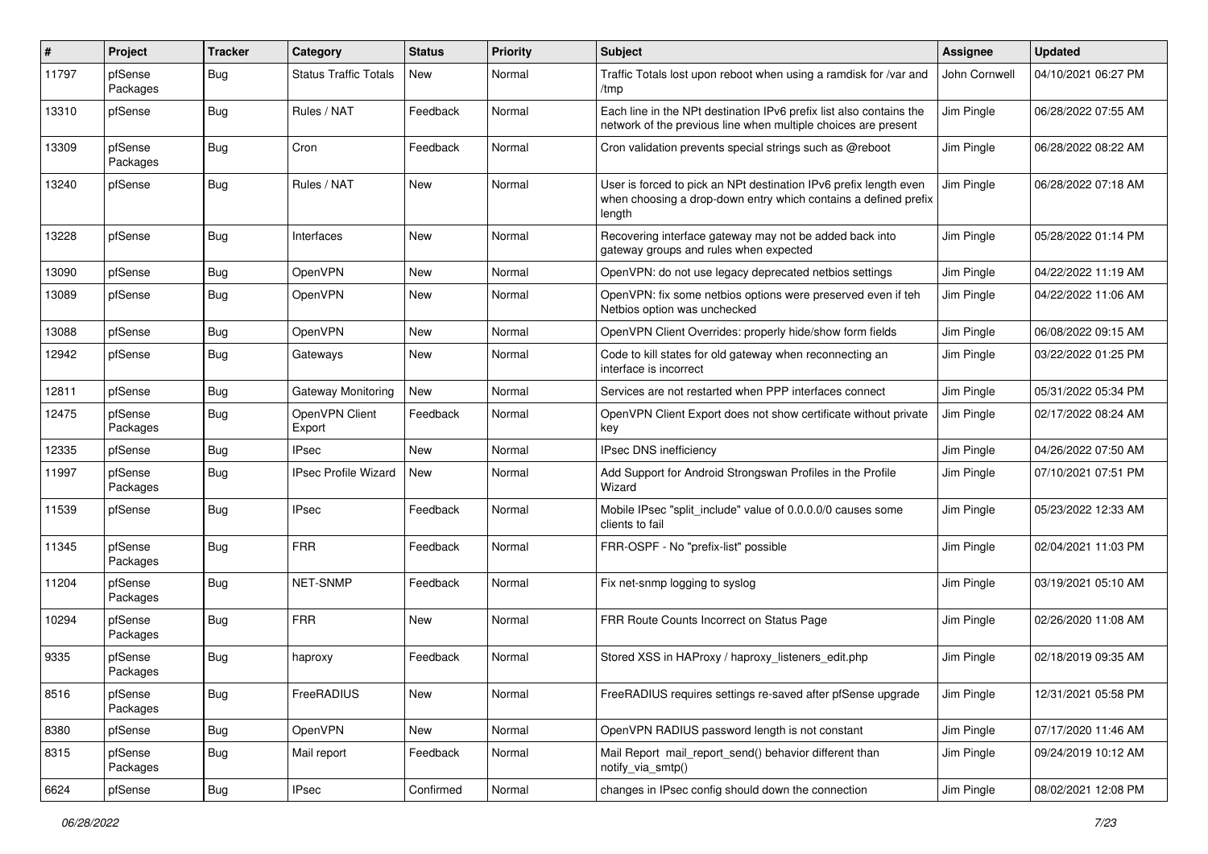| # | Project | Tracker | Category | Status | Priority | Subject | Assignee | Updated |
|---|---|---|---|---|---|---|---|---|
| 11797 | pfSense Packages | Bug | Status Traffic Totals | New | Normal | Traffic Totals lost upon reboot when using a ramdisk for /var and /tmp | John Cornwell | 04/10/2021 06:27 PM |
| 13310 | pfSense | Bug | Rules / NAT | Feedback | Normal | Each line in the NPt destination IPv6 prefix list also contains the network of the previous line when multiple choices are present | Jim Pingle | 06/28/2022 07:55 AM |
| 13309 | pfSense Packages | Bug | Cron | Feedback | Normal | Cron validation prevents special strings such as @reboot | Jim Pingle | 06/28/2022 08:22 AM |
| 13240 | pfSense | Bug | Rules / NAT | New | Normal | User is forced to pick an NPt destination IPv6 prefix length even when choosing a drop-down entry which contains a defined prefix length | Jim Pingle | 06/28/2022 07:18 AM |
| 13228 | pfSense | Bug | Interfaces | New | Normal | Recovering interface gateway may not be added back into gateway groups and rules when expected | Jim Pingle | 05/28/2022 01:14 PM |
| 13090 | pfSense | Bug | OpenVPN | New | Normal | OpenVPN: do not use legacy deprecated netbios settings | Jim Pingle | 04/22/2022 11:19 AM |
| 13089 | pfSense | Bug | OpenVPN | New | Normal | OpenVPN: fix some netbios options were preserved even if teh Netbios option was unchecked | Jim Pingle | 04/22/2022 11:06 AM |
| 13088 | pfSense | Bug | OpenVPN | New | Normal | OpenVPN Client Overrides: properly hide/show form fields | Jim Pingle | 06/08/2022 09:15 AM |
| 12942 | pfSense | Bug | Gateways | New | Normal | Code to kill states for old gateway when reconnecting an interface is incorrect | Jim Pingle | 03/22/2022 01:25 PM |
| 12811 | pfSense | Bug | Gateway Monitoring | New | Normal | Services are not restarted when PPP interfaces connect | Jim Pingle | 05/31/2022 05:34 PM |
| 12475 | pfSense Packages | Bug | OpenVPN Client Export | Feedback | Normal | OpenVPN Client Export does not show certificate without private key | Jim Pingle | 02/17/2022 08:24 AM |
| 12335 | pfSense | Bug | IPsec | New | Normal | IPsec DNS inefficiency | Jim Pingle | 04/26/2022 07:50 AM |
| 11997 | pfSense Packages | Bug | IPsec Profile Wizard | New | Normal | Add Support for Android Strongswan Profiles in the Profile Wizard | Jim Pingle | 07/10/2021 07:51 PM |
| 11539 | pfSense | Bug | IPsec | Feedback | Normal | Mobile IPsec "split_include" value of 0.0.0.0/0 causes some clients to fail | Jim Pingle | 05/23/2022 12:33 AM |
| 11345 | pfSense Packages | Bug | FRR | Feedback | Normal | FRR-OSPF - No "prefix-list" possible | Jim Pingle | 02/04/2021 11:03 PM |
| 11204 | pfSense Packages | Bug | NET-SNMP | Feedback | Normal | Fix net-snmp logging to syslog | Jim Pingle | 03/19/2021 05:10 AM |
| 10294 | pfSense Packages | Bug | FRR | New | Normal | FRR Route Counts Incorrect on Status Page | Jim Pingle | 02/26/2020 11:08 AM |
| 9335 | pfSense Packages | Bug | haproxy | Feedback | Normal | Stored XSS in HAProxy / haproxy_listeners_edit.php | Jim Pingle | 02/18/2019 09:35 AM |
| 8516 | pfSense Packages | Bug | FreeRADIUS | New | Normal | FreeRADIUS requires settings re-saved after pfSense upgrade | Jim Pingle | 12/31/2021 05:58 PM |
| 8380 | pfSense | Bug | OpenVPN | New | Normal | OpenVPN RADIUS password length is not constant | Jim Pingle | 07/17/2020 11:46 AM |
| 8315 | pfSense Packages | Bug | Mail report | Feedback | Normal | Mail Report mail_report_send() behavior different than notify_via_smtp() | Jim Pingle | 09/24/2019 10:12 AM |
| 6624 | pfSense | Bug | IPsec | Confirmed | Normal | changes in IPsec config should down the connection | Jim Pingle | 08/02/2021 12:08 PM |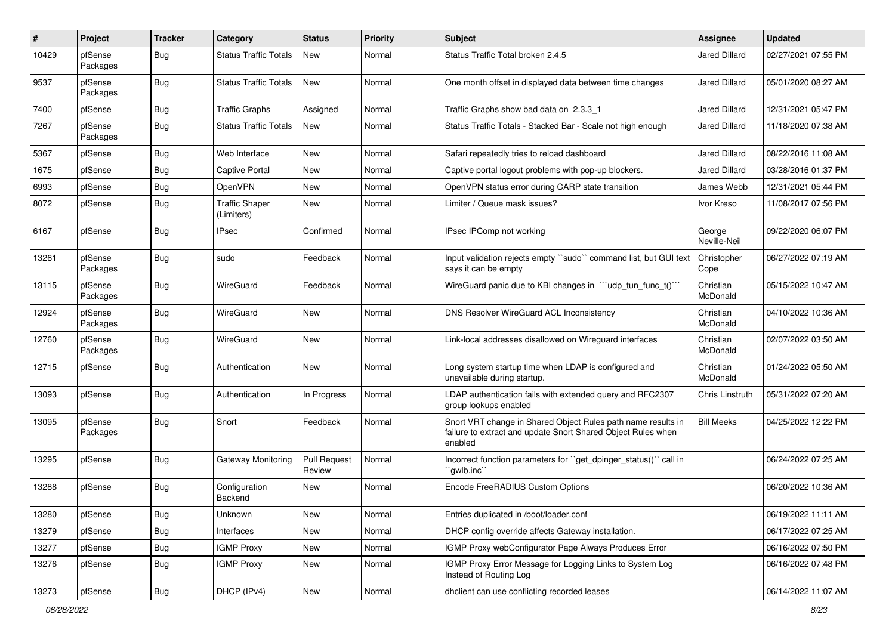| # | Project | Tracker | Category | Status | Priority | Subject | Assignee | Updated |
|---|---|---|---|---|---|---|---|---|
| 10429 | pfSense Packages | Bug | Status Traffic Totals | New | Normal | Status Traffic Total broken 2.4.5 | Jared Dillard | 02/27/2021 07:55 PM |
| 9537 | pfSense Packages | Bug | Status Traffic Totals | New | Normal | One month offset in displayed data between time changes | Jared Dillard | 05/01/2020 08:27 AM |
| 7400 | pfSense | Bug | Traffic Graphs | Assigned | Normal | Traffic Graphs show bad data on 2.3.3_1 | Jared Dillard | 12/31/2021 05:47 PM |
| 7267 | pfSense Packages | Bug | Status Traffic Totals | New | Normal | Status Traffic Totals - Stacked Bar - Scale not high enough | Jared Dillard | 11/18/2020 07:38 AM |
| 5367 | pfSense | Bug | Web Interface | New | Normal | Safari repeatedly tries to reload dashboard | Jared Dillard | 08/22/2016 11:08 AM |
| 1675 | pfSense | Bug | Captive Portal | New | Normal | Captive portal logout problems with pop-up blockers. | Jared Dillard | 03/28/2016 01:37 PM |
| 6993 | pfSense | Bug | OpenVPN | New | Normal | OpenVPN status error during CARP state transition | James Webb | 12/31/2021 05:44 PM |
| 8072 | pfSense | Bug | Traffic Shaper (Limiters) | New | Normal | Limiter / Queue mask issues? | Ivor Kreso | 11/08/2017 07:56 PM |
| 6167 | pfSense | Bug | IPsec | Confirmed | Normal | IPsec IPComp not working | George Neville-Neil | 09/22/2020 06:07 PM |
| 13261 | pfSense Packages | Bug | sudo | Feedback | Normal | Input validation rejects empty ``sudo`` command list, but GUI text says it can be empty | Christopher Cope | 06/27/2022 07:19 AM |
| 13115 | pfSense Packages | Bug | WireGuard | Feedback | Normal | WireGuard panic due to KBI changes in ```udp_tun_func_t()``` | Christian McDonald | 05/15/2022 10:47 AM |
| 12924 | pfSense Packages | Bug | WireGuard | New | Normal | DNS Resolver WireGuard ACL Inconsistency | Christian McDonald | 04/10/2022 10:36 AM |
| 12760 | pfSense Packages | Bug | WireGuard | New | Normal | Link-local addresses disallowed on Wireguard interfaces | Christian McDonald | 02/07/2022 03:50 AM |
| 12715 | pfSense | Bug | Authentication | New | Normal | Long system startup time when LDAP is configured and unavailable during startup. | Christian McDonald | 01/24/2022 05:50 AM |
| 13093 | pfSense | Bug | Authentication | In Progress | Normal | LDAP authentication fails with extended query and RFC2307 group lookups enabled | Chris Linstruth | 05/31/2022 07:20 AM |
| 13095 | pfSense Packages | Bug | Snort | Feedback | Normal | Snort VRT change in Shared Object Rules path name results in failure to extract and update Snort Shared Object Rules when enabled | Bill Meeks | 04/25/2022 12:22 PM |
| 13295 | pfSense | Bug | Gateway Monitoring | Pull Request Review | Normal | Incorrect function parameters for ``get_dpinger_status()`` call in ``gwlb.inc`` | | 06/24/2022 07:25 AM |
| 13288 | pfSense | Bug | Configuration Backend | New | Normal | Encode FreeRADIUS Custom Options | | 06/20/2022 10:36 AM |
| 13280 | pfSense | Bug | Unknown | New | Normal | Entries duplicated in /boot/loader.conf | | 06/19/2022 11:11 AM |
| 13279 | pfSense | Bug | Interfaces | New | Normal | DHCP config override affects Gateway installation. | | 06/17/2022 07:25 AM |
| 13277 | pfSense | Bug | IGMP Proxy | New | Normal | IGMP Proxy webConfigurator Page Always Produces Error | | 06/16/2022 07:50 PM |
| 13276 | pfSense | Bug | IGMP Proxy | New | Normal | IGMP Proxy Error Message for Logging Links to System Log Instead of Routing Log | | 06/16/2022 07:48 PM |
| 13273 | pfSense | Bug | DHCP (IPv4) | New | Normal | dhclient can use conflicting recorded leases | | 06/14/2022 11:07 AM |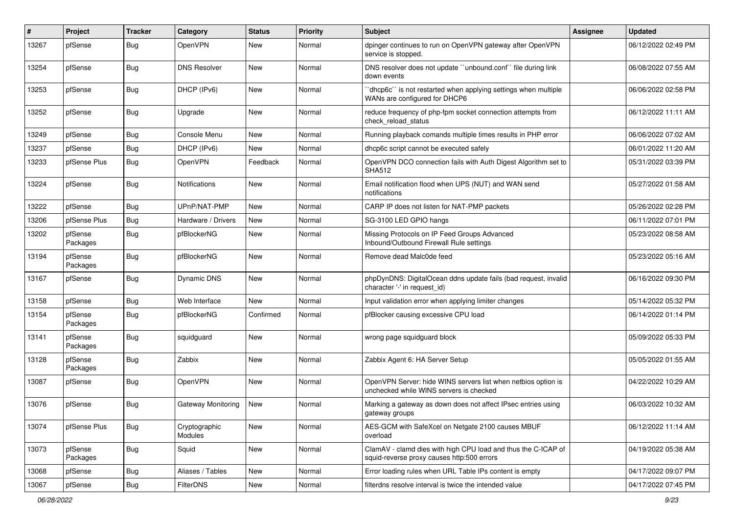| # | Project | Tracker | Category | Status | Priority | Subject | Assignee | Updated |
|---|---|---|---|---|---|---|---|---|
| 13267 | pfSense | Bug | OpenVPN | New | Normal | dpinger continues to run on OpenVPN gateway after OpenVPN service is stopped. | | 06/12/2022 02:49 PM |
| 13254 | pfSense | Bug | DNS Resolver | New | Normal | DNS resolver does not update ``unbound.conf`` file during link down events | | 06/08/2022 07:55 AM |
| 13253 | pfSense | Bug | DHCP (IPv6) | New | Normal | ``dhcp6c`` is not restarted when applying settings when multiple WANs are configured for DHCP6 | | 06/06/2022 02:58 PM |
| 13252 | pfSense | Bug | Upgrade | New | Normal | reduce frequency of php-fpm socket connection attempts from check_reload_status | | 06/12/2022 11:11 AM |
| 13249 | pfSense | Bug | Console Menu | New | Normal | Running playback comands multiple times results in PHP error | | 06/06/2022 07:02 AM |
| 13237 | pfSense | Bug | DHCP (IPv6) | New | Normal | dhcp6c script cannot be executed safely | | 06/01/2022 11:20 AM |
| 13233 | pfSense Plus | Bug | OpenVPN | Feedback | Normal | OpenVPN DCO connection fails with Auth Digest Algorithm set to SHA512 | | 05/31/2022 03:39 PM |
| 13224 | pfSense | Bug | Notifications | New | Normal | Email notification flood when UPS (NUT) and WAN send notifications | | 05/27/2022 01:58 AM |
| 13222 | pfSense | Bug | UPnP/NAT-PMP | New | Normal | CARP IP does not listen for NAT-PMP packets | | 05/26/2022 02:28 PM |
| 13206 | pfSense Plus | Bug | Hardware / Drivers | New | Normal | SG-3100 LED GPIO hangs | | 06/11/2022 07:01 PM |
| 13202 | pfSense Packages | Bug | pfBlockerNG | New | Normal | Missing Protocols on IP Feed Groups Advanced Inbound/Outbound Firewall Rule settings | | 05/23/2022 08:58 AM |
| 13194 | pfSense Packages | Bug | pfBlockerNG | New | Normal | Remove dead Malc0de feed | | 05/23/2022 05:16 AM |
| 13167 | pfSense | Bug | Dynamic DNS | New | Normal | phpDynDNS: DigitalOcean ddns update fails (bad request, invalid character '-' in request_id) | | 06/16/2022 09:30 PM |
| 13158 | pfSense | Bug | Web Interface | New | Normal | Input validation error when applying limiter changes | | 05/14/2022 05:32 PM |
| 13154 | pfSense Packages | Bug | pfBlockerNG | Confirmed | Normal | pfBlocker causing excessive CPU load | | 06/14/2022 01:14 PM |
| 13141 | pfSense Packages | Bug | squidguard | New | Normal | wrong page squidguard block | | 05/09/2022 05:33 PM |
| 13128 | pfSense Packages | Bug | Zabbix | New | Normal | Zabbix Agent 6: HA Server Setup | | 05/05/2022 01:55 AM |
| 13087 | pfSense | Bug | OpenVPN | New | Normal | OpenVPN Server: hide WINS servers list when netbios option is unchecked while WINS servers is checked | | 04/22/2022 10:29 AM |
| 13076 | pfSense | Bug | Gateway Monitoring | New | Normal | Marking a gateway as down does not affect IPsec entries using gateway groups | | 06/03/2022 10:32 AM |
| 13074 | pfSense Plus | Bug | Cryptographic Modules | New | Normal | AES-GCM with SafeXcel on Netgate 2100 causes MBUF overload | | 06/12/2022 11:14 AM |
| 13073 | pfSense Packages | Bug | Squid | New | Normal | ClamAV - clamd dies with high CPU load and thus the C-ICAP of squid-reverse proxy causes http:500 errors | | 04/19/2022 05:38 AM |
| 13068 | pfSense | Bug | Aliases / Tables | New | Normal | Error loading rules when URL Table IPs content is empty | | 04/17/2022 09:07 PM |
| 13067 | pfSense | Bug | FilterDNS | New | Normal | filterdns resolve interval is twice the intended value | | 04/17/2022 07:45 PM |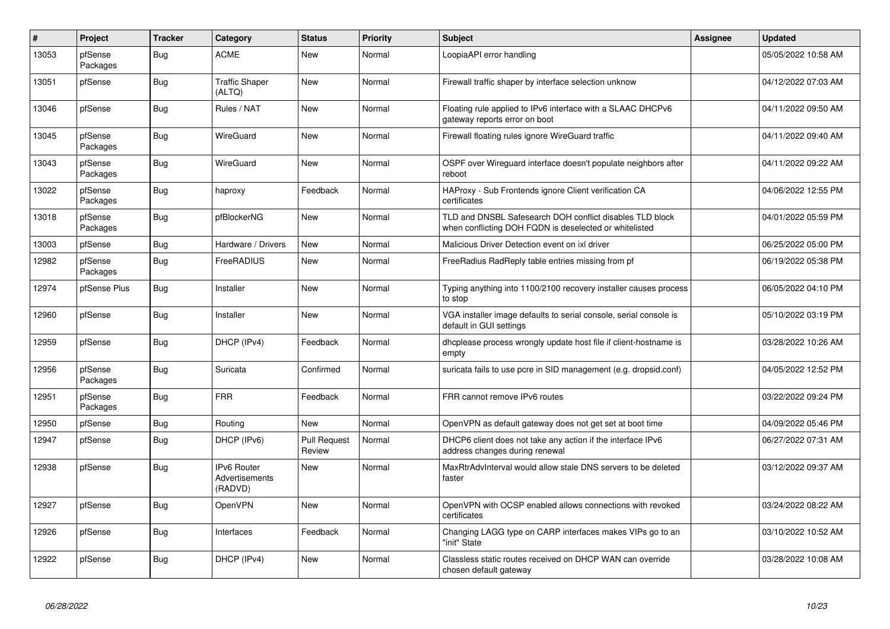| # | Project | Tracker | Category | Status | Priority | Subject | Assignee | Updated |
|---|---|---|---|---|---|---|---|---|
| 13053 | pfSense Packages | Bug | ACME | New | Normal | LoopiaAPI error handling | | 05/05/2022 10:58 AM |
| 13051 | pfSense | Bug | Traffic Shaper (ALTQ) | New | Normal | Firewall traffic shaper by interface selection unknow | | 04/12/2022 07:03 AM |
| 13046 | pfSense | Bug | Rules / NAT | New | Normal | Floating rule applied to IPv6 interface with a SLAAC DHCPv6 gateway reports error on boot | | 04/11/2022 09:50 AM |
| 13045 | pfSense Packages | Bug | WireGuard | New | Normal | Firewall floating rules ignore WireGuard traffic | | 04/11/2022 09:40 AM |
| 13043 | pfSense Packages | Bug | WireGuard | New | Normal | OSPF over Wireguard interface doesn't populate neighbors after reboot | | 04/11/2022 09:22 AM |
| 13022 | pfSense Packages | Bug | haproxy | Feedback | Normal | HAProxy - Sub Frontends ignore Client verification CA certificates | | 04/06/2022 12:55 PM |
| 13018 | pfSense Packages | Bug | pfBlockerNG | New | Normal | TLD and DNSBL Safesearch DOH conflict disables TLD block when conflicting DOH FQDN is deselected or whitelisted | | 04/01/2022 05:59 PM |
| 13003 | pfSense | Bug | Hardware / Drivers | New | Normal | Malicious Driver Detection event on ixl driver | | 06/25/2022 05:00 PM |
| 12982 | pfSense Packages | Bug | FreeRADIUS | New | Normal | FreeRadius RadReply table entries missing from pf | | 06/19/2022 05:38 PM |
| 12974 | pfSense Plus | Bug | Installer | New | Normal | Typing anything into 1100/2100 recovery installer causes process to stop | | 06/05/2022 04:10 PM |
| 12960 | pfSense | Bug | Installer | New | Normal | VGA installer image defaults to serial console, serial console is default in GUI settings | | 05/10/2022 03:19 PM |
| 12959 | pfSense | Bug | DHCP (IPv4) | Feedback | Normal | dhcplease process wrongly update host file if client-hostname is empty | | 03/28/2022 10:26 AM |
| 12956 | pfSense Packages | Bug | Suricata | Confirmed | Normal | suricata fails to use pcre in SID management (e.g. dropsid.conf) | | 04/05/2022 12:52 PM |
| 12951 | pfSense Packages | Bug | FRR | Feedback | Normal | FRR cannot remove IPv6 routes | | 03/22/2022 09:24 PM |
| 12950 | pfSense | Bug | Routing | New | Normal | OpenVPN as default gateway does not get set at boot time | | 04/09/2022 05:46 PM |
| 12947 | pfSense | Bug | DHCP (IPv6) | Pull Request Review | Normal | DHCP6 client does not take any action if the interface IPv6 address changes during renewal | | 06/27/2022 07:31 AM |
| 12938 | pfSense | Bug | IPv6 Router Advertisements (RADVD) | New | Normal | MaxRtrAdvInterval would allow stale DNS servers to be deleted faster | | 03/12/2022 09:37 AM |
| 12927 | pfSense | Bug | OpenVPN | New | Normal | OpenVPN with OCSP enabled allows connections with revoked certificates | | 03/24/2022 08:22 AM |
| 12926 | pfSense | Bug | Interfaces | Feedback | Normal | Changing LAGG type on CARP interfaces makes VIPs go to an "init" State | | 03/10/2022 10:52 AM |
| 12922 | pfSense | Bug | DHCP (IPv4) | New | Normal | Classless static routes received on DHCP WAN can override chosen default gateway | | 03/28/2022 10:08 AM |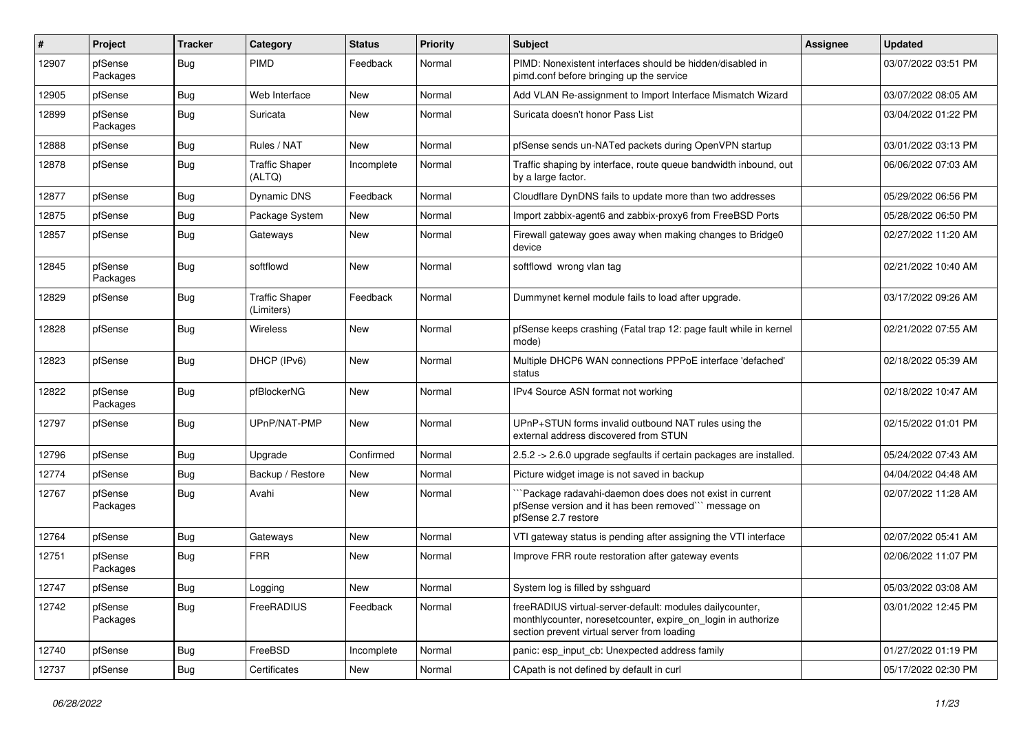| # | Project | Tracker | Category | Status | Priority | Subject | Assignee | Updated |
|---|---|---|---|---|---|---|---|---|
| 12907 | pfSense Packages | Bug | PIMD | Feedback | Normal | PIMD: Nonexistent interfaces should be hidden/disabled in pimd.conf before bringing up the service | | 03/07/2022 03:51 PM |
| 12905 | pfSense | Bug | Web Interface | New | Normal | Add VLAN Re-assignment to Import Interface Mismatch Wizard | | 03/07/2022 08:05 AM |
| 12899 | pfSense Packages | Bug | Suricata | New | Normal | Suricata doesn't honor Pass List | | 03/04/2022 01:22 PM |
| 12888 | pfSense | Bug | Rules / NAT | New | Normal | pfSense sends un-NATed packets during OpenVPN startup | | 03/01/2022 03:13 PM |
| 12878 | pfSense | Bug | Traffic Shaper (ALTQ) | Incomplete | Normal | Traffic shaping by interface, route queue bandwidth inbound, out by a large factor. | | 06/06/2022 07:03 AM |
| 12877 | pfSense | Bug | Dynamic DNS | Feedback | Normal | Cloudflare DynDNS fails to update more than two addresses | | 05/29/2022 06:56 PM |
| 12875 | pfSense | Bug | Package System | New | Normal | Import zabbix-agent6 and zabbix-proxy6 from FreeBSD Ports | | 05/28/2022 06:50 PM |
| 12857 | pfSense | Bug | Gateways | New | Normal | Firewall gateway goes away when making changes to Bridge0 device | | 02/27/2022 11:20 AM |
| 12845 | pfSense Packages | Bug | softflowd | New | Normal | softflowd wrong vlan tag | | 02/21/2022 10:40 AM |
| 12829 | pfSense | Bug | Traffic Shaper (Limiters) | Feedback | Normal | Dummynet kernel module fails to load after upgrade. | | 03/17/2022 09:26 AM |
| 12828 | pfSense | Bug | Wireless | New | Normal | pfSense keeps crashing (Fatal trap 12: page fault while in kernel mode) | | 02/21/2022 07:55 AM |
| 12823 | pfSense | Bug | DHCP (IPv6) | New | Normal | Multiple DHCP6 WAN connections PPPoE interface 'defached' status | | 02/18/2022 05:39 AM |
| 12822 | pfSense Packages | Bug | pfBlockerNG | New | Normal | IPv4 Source ASN format not working | | 02/18/2022 10:47 AM |
| 12797 | pfSense | Bug | UPnP/NAT-PMP | New | Normal | UPnP+STUN forms invalid outbound NAT rules using the external address discovered from STUN | | 02/15/2022 01:01 PM |
| 12796 | pfSense | Bug | Upgrade | Confirmed | Normal | 2.5.2 -> 2.6.0 upgrade segfaults if certain packages are installed. | | 05/24/2022 07:43 AM |
| 12774 | pfSense | Bug | Backup / Restore | New | Normal | Picture widget image is not saved in backup | | 04/04/2022 04:48 AM |
| 12767 | pfSense Packages | Bug | Avahi | New | Normal | ```Package radavahi-daemon does does not exist in current pfSense version and it has been removed``` message on pfSense 2.7 restore | | 02/07/2022 11:28 AM |
| 12764 | pfSense | Bug | Gateways | New | Normal | VTI gateway status is pending after assigning the VTI interface | | 02/07/2022 05:41 AM |
| 12751 | pfSense Packages | Bug | FRR | New | Normal | Improve FRR route restoration after gateway events | | 02/06/2022 11:07 PM |
| 12747 | pfSense | Bug | Logging | New | Normal | System log is filled by sshguard | | 05/03/2022 03:08 AM |
| 12742 | pfSense Packages | Bug | FreeRADIUS | Feedback | Normal | freeRADIUS virtual-server-default: modules dailycounter, monthlycounter, noresetcounter, expire_on_login in authorize section prevent virtual server from loading | | 03/01/2022 12:45 PM |
| 12740 | pfSense | Bug | FreeBSD | Incomplete | Normal | panic: esp_input_cb: Unexpected address family | | 01/27/2022 01:19 PM |
| 12737 | pfSense | Bug | Certificates | New | Normal | CApath is not defined by default in curl | | 05/17/2022 02:30 PM |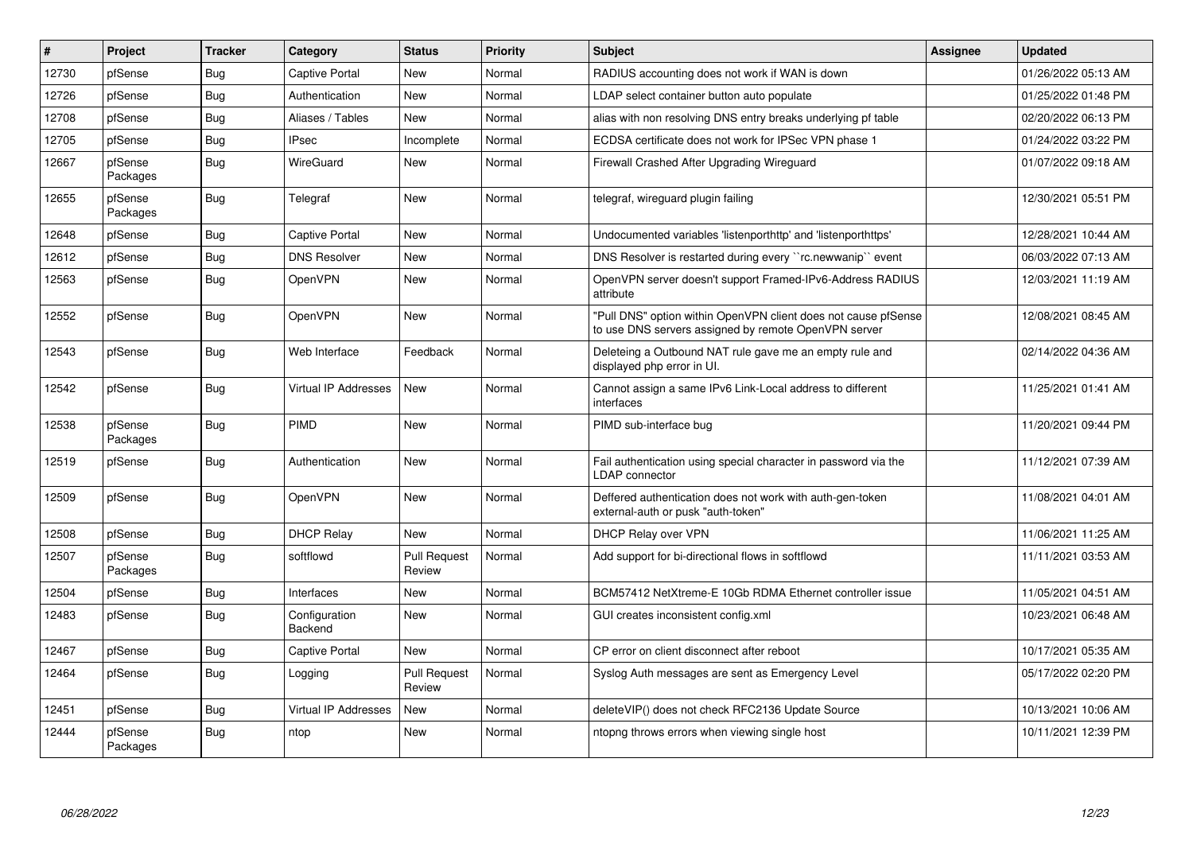| # | Project | Tracker | Category | Status | Priority | Subject | Assignee | Updated |
|---|---|---|---|---|---|---|---|---|
| 12730 | pfSense | Bug | Captive Portal | New | Normal | RADIUS accounting does not work if WAN is down | | 01/26/2022 05:13 AM |
| 12726 | pfSense | Bug | Authentication | New | Normal | LDAP select container button auto populate | | 01/25/2022 01:48 PM |
| 12708 | pfSense | Bug | Aliases / Tables | New | Normal | alias with non resolving DNS entry breaks underlying pf table | | 02/20/2022 06:13 PM |
| 12705 | pfSense | Bug | IPsec | Incomplete | Normal | ECDSA certificate does not work for IPSec VPN phase 1 | | 01/24/2022 03:22 PM |
| 12667 | pfSense Packages | Bug | WireGuard | New | Normal | Firewall Crashed After Upgrading Wireguard | | 01/07/2022 09:18 AM |
| 12655 | pfSense Packages | Bug | Telegraf | New | Normal | telegraf, wireguard plugin failing | | 12/30/2021 05:51 PM |
| 12648 | pfSense | Bug | Captive Portal | New | Normal | Undocumented variables 'listenporthttp' and 'listenporthttps' | | 12/28/2021 10:44 AM |
| 12612 | pfSense | Bug | DNS Resolver | New | Normal | DNS Resolver is restarted during every ``rc.newwanip`` event | | 06/03/2022 07:13 AM |
| 12563 | pfSense | Bug | OpenVPN | New | Normal | OpenVPN server doesn't support Framed-IPv6-Address RADIUS attribute | | 12/03/2021 11:19 AM |
| 12552 | pfSense | Bug | OpenVPN | New | Normal | "Pull DNS" option within OpenVPN client does not cause pfSense to use DNS servers assigned by remote OpenVPN server | | 12/08/2021 08:45 AM |
| 12543 | pfSense | Bug | Web Interface | Feedback | Normal | Deleteing a Outbound NAT rule gave me an empty rule and displayed php error in UI. | | 02/14/2022 04:36 AM |
| 12542 | pfSense | Bug | Virtual IP Addresses | New | Normal | Cannot assign a same IPv6 Link-Local address to different interfaces | | 11/25/2021 01:41 AM |
| 12538 | pfSense Packages | Bug | PIMD | New | Normal | PIMD sub-interface bug | | 11/20/2021 09:44 PM |
| 12519 | pfSense | Bug | Authentication | New | Normal | Fail authentication using special character in password via the LDAP connector | | 11/12/2021 07:39 AM |
| 12509 | pfSense | Bug | OpenVPN | New | Normal | Deffered authentication does not work with auth-gen-token external-auth or pusk "auth-token" | | 11/08/2021 04:01 AM |
| 12508 | pfSense | Bug | DHCP Relay | New | Normal | DHCP Relay over VPN | | 11/06/2021 11:25 AM |
| 12507 | pfSense Packages | Bug | softflowd | Pull Request Review | Normal | Add support for bi-directional flows in softflowd | | 11/11/2021 03:53 AM |
| 12504 | pfSense | Bug | Interfaces | New | Normal | BCM57412 NetXtreme-E 10Gb RDMA Ethernet controller issue | | 11/05/2021 04:51 AM |
| 12483 | pfSense | Bug | Configuration Backend | New | Normal | GUI creates inconsistent config.xml | | 10/23/2021 06:48 AM |
| 12467 | pfSense | Bug | Captive Portal | New | Normal | CP error on client disconnect after reboot | | 10/17/2021 05:35 AM |
| 12464 | pfSense | Bug | Logging | Pull Request Review | Normal | Syslog Auth messages are sent as Emergency Level | | 05/17/2022 02:20 PM |
| 12451 | pfSense | Bug | Virtual IP Addresses | New | Normal | deleteVIP() does not check RFC2136 Update Source | | 10/13/2021 10:06 AM |
| 12444 | pfSense Packages | Bug | ntop | New | Normal | ntopng throws errors when viewing single host | | 10/11/2021 12:39 PM |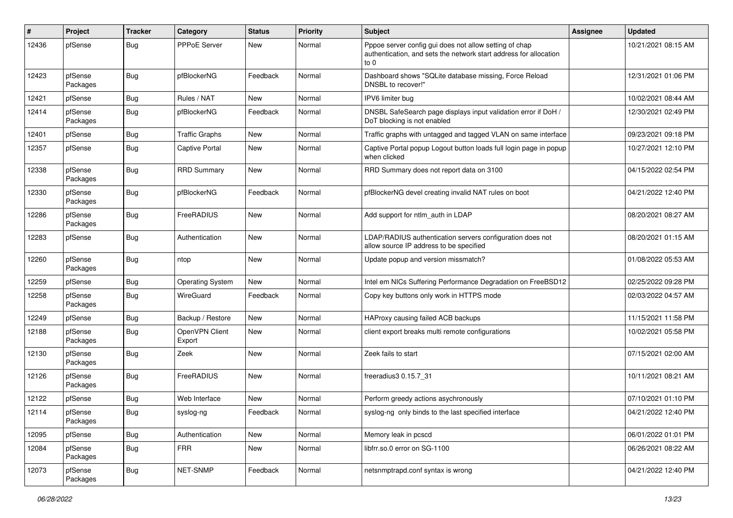| # | Project | Tracker | Category | Status | Priority | Subject | Assignee | Updated |
| --- | --- | --- | --- | --- | --- | --- | --- | --- |
| 12436 | pfSense | Bug | PPPoE Server | New | Normal | Pppoe server config gui does not allow setting of chap authentication, and sets the network start address for allocation to 0 | | 10/21/2021 08:15 AM |
| 12423 | pfSense Packages | Bug | pfBlockerNG | Feedback | Normal | Dashboard shows "SQLite database missing, Force Reload DNSBL to recover!" | | 12/31/2021 01:06 PM |
| 12421 | pfSense | Bug | Rules / NAT | New | Normal | IPV6 limiter bug | | 10/02/2021 08:44 AM |
| 12414 | pfSense Packages | Bug | pfBlockerNG | Feedback | Normal | DNSBL SafeSearch page displays input validation error if DoH / DoT blocking is not enabled | | 12/30/2021 02:49 PM |
| 12401 | pfSense | Bug | Traffic Graphs | New | Normal | Traffic graphs with untagged and tagged VLAN on same interface | | 09/23/2021 09:18 PM |
| 12357 | pfSense | Bug | Captive Portal | New | Normal | Captive Portal popup Logout button loads full login page in popup when clicked | | 10/27/2021 12:10 PM |
| 12338 | pfSense Packages | Bug | RRD Summary | New | Normal | RRD Summary does not report data on 3100 | | 04/15/2022 02:54 PM |
| 12330 | pfSense Packages | Bug | pfBlockerNG | Feedback | Normal | pfBlockerNG devel creating invalid NAT rules on boot | | 04/21/2022 12:40 PM |
| 12286 | pfSense Packages | Bug | FreeRADIUS | New | Normal | Add support for ntlm_auth in LDAP | | 08/20/2021 08:27 AM |
| 12283 | pfSense | Bug | Authentication | New | Normal | LDAP/RADIUS authentication servers configuration does not allow source IP address to be specified | | 08/20/2021 01:15 AM |
| 12260 | pfSense Packages | Bug | ntop | New | Normal | Update popup and version missmatch? | | 01/08/2022 05:53 AM |
| 12259 | pfSense | Bug | Operating System | New | Normal | Intel em NICs Suffering Performance Degradation on FreeBSD12 | | 02/25/2022 09:28 PM |
| 12258 | pfSense Packages | Bug | WireGuard | Feedback | Normal | Copy key buttons only work in HTTPS mode | | 02/03/2022 04:57 AM |
| 12249 | pfSense | Bug | Backup / Restore | New | Normal | HAProxy causing failed ACB backups | | 11/15/2021 11:58 PM |
| 12188 | pfSense Packages | Bug | OpenVPN Client Export | New | Normal | client export breaks multi remote configurations | | 10/02/2021 05:58 PM |
| 12130 | pfSense Packages | Bug | Zeek | New | Normal | Zeek fails to start | | 07/15/2021 02:00 AM |
| 12126 | pfSense Packages | Bug | FreeRADIUS | New | Normal | freeradius3 0.15.7_31 | | 10/11/2021 08:21 AM |
| 12122 | pfSense | Bug | Web Interface | New | Normal | Perform greedy actions asychronously | | 07/10/2021 01:10 PM |
| 12114 | pfSense Packages | Bug | syslog-ng | Feedback | Normal | syslog-ng only binds to the last specified interface | | 04/21/2022 12:40 PM |
| 12095 | pfSense | Bug | Authentication | New | Normal | Memory leak in pcscd | | 06/01/2022 01:01 PM |
| 12084 | pfSense Packages | Bug | FRR | New | Normal | libfrr.so.0 error on SG-1100 | | 06/26/2021 08:22 AM |
| 12073 | pfSense Packages | Bug | NET-SNMP | Feedback | Normal | netsnmptrapd.conf syntax is wrong | | 04/21/2022 12:40 PM |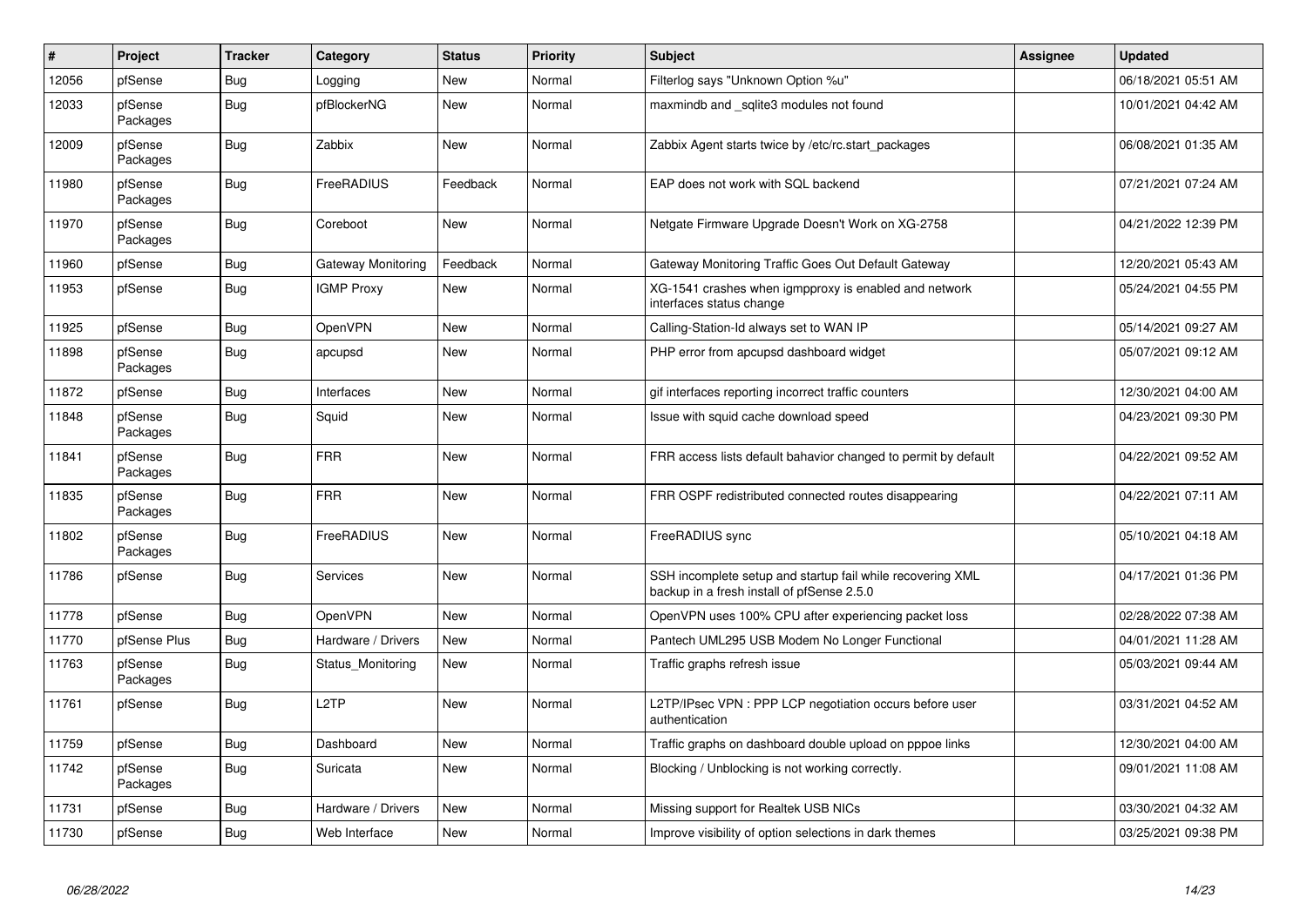| # | Project | Tracker | Category | Status | Priority | Subject | Assignee | Updated |
| --- | --- | --- | --- | --- | --- | --- | --- | --- |
| 12056 | pfSense | Bug | Logging | New | Normal | Filterlog says "Unknown Option %u" | | 06/18/2021 05:51 AM |
| 12033 | pfSense Packages | Bug | pfBlockerNG | New | Normal | maxmindb and _sqlite3 modules not found | | 10/01/2021 04:42 AM |
| 12009 | pfSense Packages | Bug | Zabbix | New | Normal | Zabbix Agent starts twice by /etc/rc.start_packages | | 06/08/2021 01:35 AM |
| 11980 | pfSense Packages | Bug | FreeRADIUS | Feedback | Normal | EAP does not work with SQL backend | | 07/21/2021 07:24 AM |
| 11970 | pfSense Packages | Bug | Coreboot | New | Normal | Netgate Firmware Upgrade Doesn't Work on XG-2758 | | 04/21/2022 12:39 PM |
| 11960 | pfSense | Bug | Gateway Monitoring | Feedback | Normal | Gateway Monitoring Traffic Goes Out Default Gateway | | 12/20/2021 05:43 AM |
| 11953 | pfSense | Bug | IGMP Proxy | New | Normal | XG-1541 crashes when igmpproxy is enabled and network interfaces status change | | 05/24/2021 04:55 PM |
| 11925 | pfSense | Bug | OpenVPN | New | Normal | Calling-Station-Id always set to WAN IP | | 05/14/2021 09:27 AM |
| 11898 | pfSense Packages | Bug | apcupsd | New | Normal | PHP error from apcupsd dashboard widget | | 05/07/2021 09:12 AM |
| 11872 | pfSense | Bug | Interfaces | New | Normal | gif interfaces reporting incorrect traffic counters | | 12/30/2021 04:00 AM |
| 11848 | pfSense Packages | Bug | Squid | New | Normal | Issue with squid cache download speed | | 04/23/2021 09:30 PM |
| 11841 | pfSense Packages | Bug | FRR | New | Normal | FRR access lists default bahavior changed to permit by default | | 04/22/2021 09:52 AM |
| 11835 | pfSense Packages | Bug | FRR | New | Normal | FRR OSPF redistributed connected routes disappearing | | 04/22/2021 07:11 AM |
| 11802 | pfSense Packages | Bug | FreeRADIUS | New | Normal | FreeRADIUS sync | | 05/10/2021 04:18 AM |
| 11786 | pfSense | Bug | Services | New | Normal | SSH incomplete setup and startup fail while recovering XML backup in a fresh install of pfSense 2.5.0 | | 04/17/2021 01:36 PM |
| 11778 | pfSense | Bug | OpenVPN | New | Normal | OpenVPN uses 100% CPU after experiencing packet loss | | 02/28/2022 07:38 AM |
| 11770 | pfSense Plus | Bug | Hardware / Drivers | New | Normal | Pantech UML295 USB Modem No Longer Functional | | 04/01/2021 11:28 AM |
| 11763 | pfSense Packages | Bug | Status_Monitoring | New | Normal | Traffic graphs refresh issue | | 05/03/2021 09:44 AM |
| 11761 | pfSense | Bug | L2TP | New | Normal | L2TP/IPsec VPN : PPP LCP negotiation occurs before user authentication | | 03/31/2021 04:52 AM |
| 11759 | pfSense | Bug | Dashboard | New | Normal | Traffic graphs on dashboard double upload on pppoe links | | 12/30/2021 04:00 AM |
| 11742 | pfSense Packages | Bug | Suricata | New | Normal | Blocking / Unblocking is not working correctly. | | 09/01/2021 11:08 AM |
| 11731 | pfSense | Bug | Hardware / Drivers | New | Normal | Missing support for Realtek USB NICs | | 03/30/2021 04:32 AM |
| 11730 | pfSense | Bug | Web Interface | New | Normal | Improve visibility of option selections in dark themes | | 03/25/2021 09:38 PM |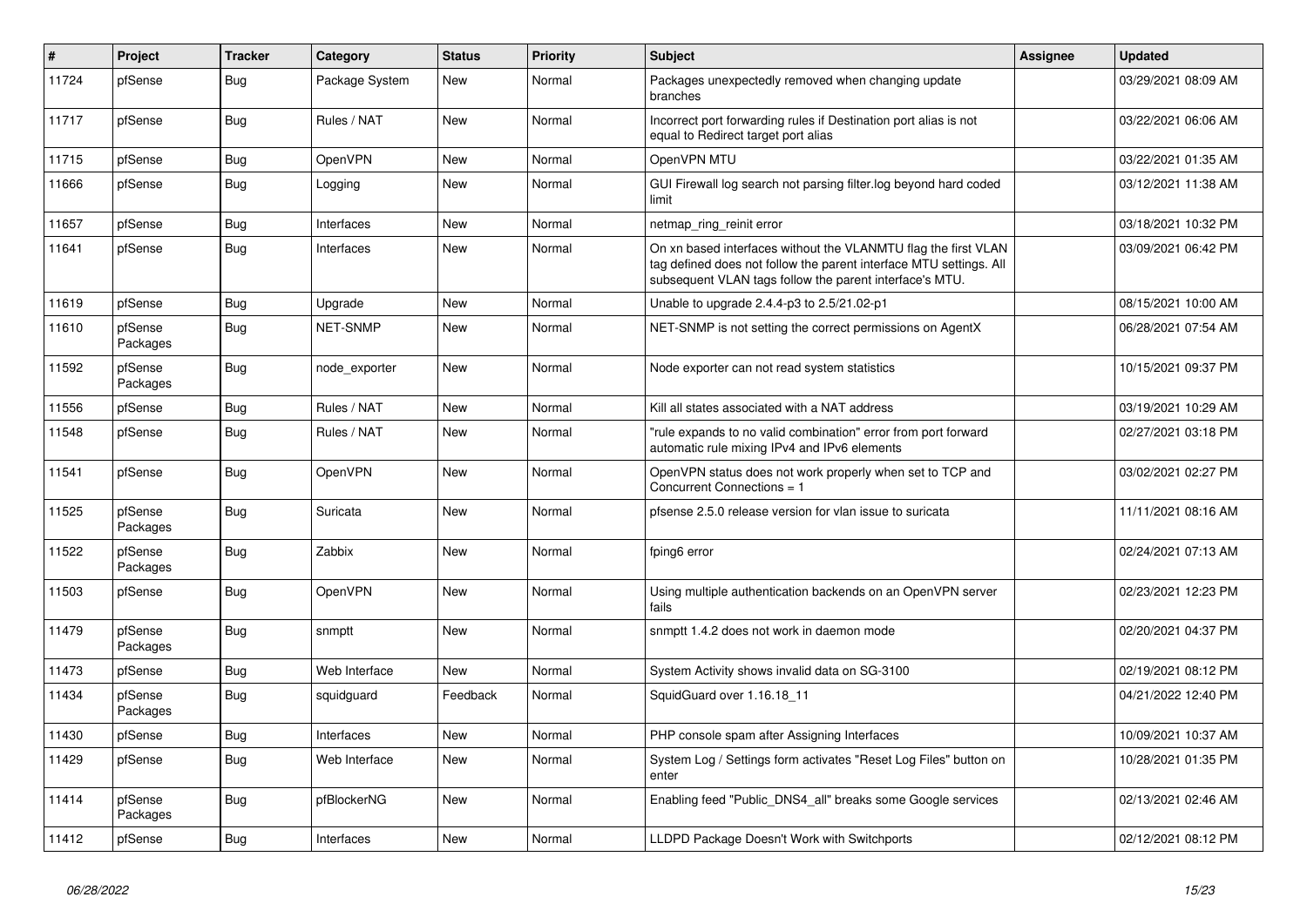| # | Project | Tracker | Category | Status | Priority | Subject | Assignee | Updated |
|---|---|---|---|---|---|---|---|---|
| 11724 | pfSense | Bug | Package System | New | Normal | Packages unexpectedly removed when changing update branches | | 03/29/2021 08:09 AM |
| 11717 | pfSense | Bug | Rules / NAT | New | Normal | Incorrect port forwarding rules if Destination port alias is not equal to Redirect target port alias | | 03/22/2021 06:06 AM |
| 11715 | pfSense | Bug | OpenVPN | New | Normal | OpenVPN MTU | | 03/22/2021 01:35 AM |
| 11666 | pfSense | Bug | Logging | New | Normal | GUI Firewall log search not parsing filter.log beyond hard coded limit | | 03/12/2021 11:38 AM |
| 11657 | pfSense | Bug | Interfaces | New | Normal | netmap_ring_reinit error | | 03/18/2021 10:32 PM |
| 11641 | pfSense | Bug | Interfaces | New | Normal | On xn based interfaces without the VLANMTU flag the first VLAN tag defined does not follow the parent interface MTU settings. All subsequent VLAN tags follow the parent interface's MTU. | | 03/09/2021 06:42 PM |
| 11619 | pfSense | Bug | Upgrade | New | Normal | Unable to upgrade 2.4.4-p3 to 2.5/21.02-p1 | | 08/15/2021 10:00 AM |
| 11610 | pfSense Packages | Bug | NET-SNMP | New | Normal | NET-SNMP is not setting the correct permissions on AgentX | | 06/28/2021 07:54 AM |
| 11592 | pfSense Packages | Bug | node_exporter | New | Normal | Node exporter can not read system statistics | | 10/15/2021 09:37 PM |
| 11556 | pfSense | Bug | Rules / NAT | New | Normal | Kill all states associated with a NAT address | | 03/19/2021 10:29 AM |
| 11548 | pfSense | Bug | Rules / NAT | New | Normal | "rule expands to no valid combination" error from port forward automatic rule mixing IPv4 and IPv6 elements | | 02/27/2021 03:18 PM |
| 11541 | pfSense | Bug | OpenVPN | New | Normal | OpenVPN status does not work properly when set to TCP and Concurrent Connections = 1 | | 03/02/2021 02:27 PM |
| 11525 | pfSense Packages | Bug | Suricata | New | Normal | pfsense 2.5.0 release version for vlan issue to suricata | | 11/11/2021 08:16 AM |
| 11522 | pfSense Packages | Bug | Zabbix | New | Normal | fping6 error | | 02/24/2021 07:13 AM |
| 11503 | pfSense | Bug | OpenVPN | New | Normal | Using multiple authentication backends on an OpenVPN server fails | | 02/23/2021 12:23 PM |
| 11479 | pfSense Packages | Bug | snmptt | New | Normal | snmptt 1.4.2 does not work in daemon mode | | 02/20/2021 04:37 PM |
| 11473 | pfSense | Bug | Web Interface | New | Normal | System Activity shows invalid data on SG-3100 | | 02/19/2021 08:12 PM |
| 11434 | pfSense Packages | Bug | squidguard | Feedback | Normal | SquidGuard over 1.16.18_11 | | 04/21/2022 12:40 PM |
| 11430 | pfSense | Bug | Interfaces | New | Normal | PHP console spam after Assigning Interfaces | | 10/09/2021 10:37 AM |
| 11429 | pfSense | Bug | Web Interface | New | Normal | System Log / Settings form activates "Reset Log Files" button on enter | | 10/28/2021 01:35 PM |
| 11414 | pfSense Packages | Bug | pfBlockerNG | New | Normal | Enabling feed "Public_DNS4_all" breaks some Google services | | 02/13/2021 02:46 AM |
| 11412 | pfSense | Bug | Interfaces | New | Normal | LLDPD Package Doesn't Work with Switchports | | 02/12/2021 08:12 PM |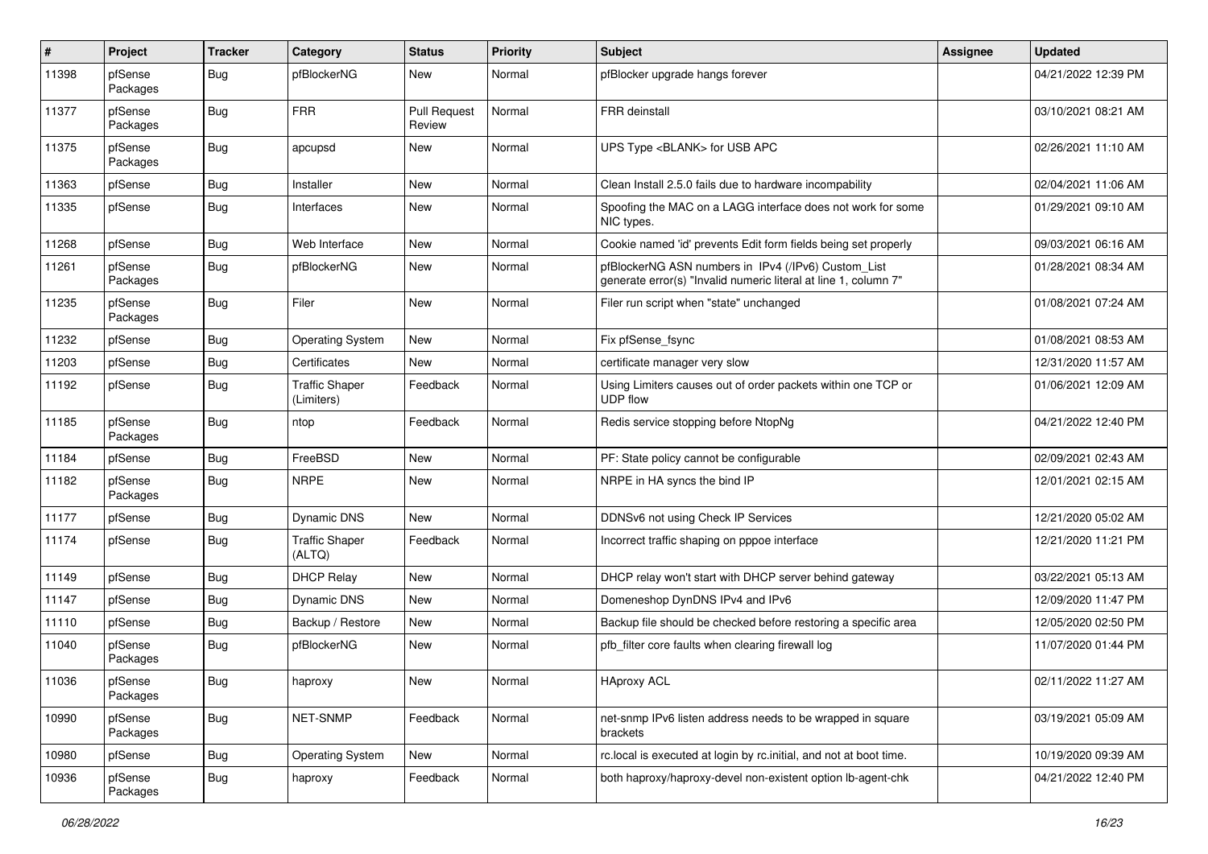| # | Project | Tracker | Category | Status | Priority | Subject | Assignee | Updated |
|---|---|---|---|---|---|---|---|---|
| 11398 | pfSense Packages | Bug | pfBlockerNG | New | Normal | pfBlocker upgrade hangs forever | | 04/21/2022 12:39 PM |
| 11377 | pfSense Packages | Bug | FRR | Pull Request Review | Normal | FRR deinstall | | 03/10/2021 08:21 AM |
| 11375 | pfSense Packages | Bug | apcupsd | New | Normal | UPS Type <BLANK> for USB APC | | 02/26/2021 11:10 AM |
| 11363 | pfSense | Bug | Installer | New | Normal | Clean Install 2.5.0 fails due to hardware incompability | | 02/04/2021 11:06 AM |
| 11335 | pfSense | Bug | Interfaces | New | Normal | Spoofing the MAC on a LAGG interface does not work for some NIC types. | | 01/29/2021 09:10 AM |
| 11268 | pfSense | Bug | Web Interface | New | Normal | Cookie named 'id' prevents Edit form fields being set properly | | 09/03/2021 06:16 AM |
| 11261 | pfSense Packages | Bug | pfBlockerNG | New | Normal | pfBlockerNG ASN numbers in IPv4 (/IPv6) Custom_List generate error(s) "Invalid numeric literal at line 1, column 7" | | 01/28/2021 08:34 AM |
| 11235 | pfSense Packages | Bug | Filer | New | Normal | Filer run script when "state" unchanged | | 01/08/2021 07:24 AM |
| 11232 | pfSense | Bug | Operating System | New | Normal | Fix pfSense_fsync | | 01/08/2021 08:53 AM |
| 11203 | pfSense | Bug | Certificates | New | Normal | certificate manager very slow | | 12/31/2020 11:57 AM |
| 11192 | pfSense | Bug | Traffic Shaper (Limiters) | Feedback | Normal | Using Limiters causes out of order packets within one TCP or UDP flow | | 01/06/2021 12:09 AM |
| 11185 | pfSense Packages | Bug | ntop | Feedback | Normal | Redis service stopping before NtopNg | | 04/21/2022 12:40 PM |
| 11184 | pfSense | Bug | FreeBSD | New | Normal | PF: State policy cannot be configurable | | 02/09/2021 02:43 AM |
| 11182 | pfSense Packages | Bug | NRPE | New | Normal | NRPE in HA syncs the bind IP | | 12/01/2021 02:15 AM |
| 11177 | pfSense | Bug | Dynamic DNS | New | Normal | DDNSv6 not using Check IP Services | | 12/21/2020 05:02 AM |
| 11174 | pfSense | Bug | Traffic Shaper (ALTQ) | Feedback | Normal | Incorrect traffic shaping on pppoe interface | | 12/21/2020 11:21 PM |
| 11149 | pfSense | Bug | DHCP Relay | New | Normal | DHCP relay won't start with DHCP server behind gateway | | 03/22/2021 05:13 AM |
| 11147 | pfSense | Bug | Dynamic DNS | New | Normal | Domeneshop DynDNS IPv4 and IPv6 | | 12/09/2020 11:47 PM |
| 11110 | pfSense | Bug | Backup / Restore | New | Normal | Backup file should be checked before restoring a specific area | | 12/05/2020 02:50 PM |
| 11040 | pfSense Packages | Bug | pfBlockerNG | New | Normal | pfb_filter core faults when clearing firewall log | | 11/07/2020 01:44 PM |
| 11036 | pfSense Packages | Bug | haproxy | New | Normal | HAproxy ACL | | 02/11/2022 11:27 AM |
| 10990 | pfSense Packages | Bug | NET-SNMP | Feedback | Normal | net-snmp IPv6 listen address needs to be wrapped in square brackets | | 03/19/2021 05:09 AM |
| 10980 | pfSense | Bug | Operating System | New | Normal | rc.local is executed at login by rc.initial, and not at boot time. | | 10/19/2020 09:39 AM |
| 10936 | pfSense Packages | Bug | haproxy | Feedback | Normal | both haproxy/haproxy-devel non-existent option lb-agent-chk | | 04/21/2022 12:40 PM |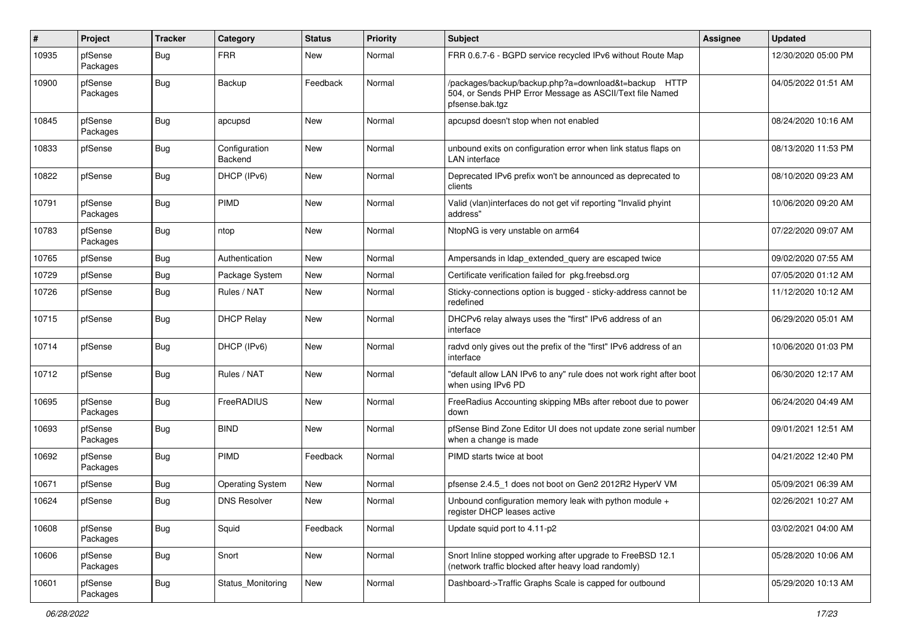| # | Project | Tracker | Category | Status | Priority | Subject | Assignee | Updated |
|---|---|---|---|---|---|---|---|---|
| 10935 | pfSense Packages | Bug | FRR | New | Normal | FRR 0.6.7-6 - BGPD service recycled IPv6 without Route Map | | 12/30/2020 05:00 PM |
| 10900 | pfSense Packages | Bug | Backup | Feedback | Normal | /packages/backup/backup.php?a=download&t=backup HTTP 504, or Sends PHP Error Message as ASCII/Text file Named pfsense.bak.tgz | | 04/05/2022 01:51 AM |
| 10845 | pfSense Packages | Bug | apcupsd | New | Normal | apcupsd doesn't stop when not enabled | | 08/24/2020 10:16 AM |
| 10833 | pfSense | Bug | Configuration Backend | New | Normal | unbound exits on configuration error when link status flaps on LAN interface | | 08/13/2020 11:53 PM |
| 10822 | pfSense | Bug | DHCP (IPv6) | New | Normal | Deprecated IPv6 prefix won't be announced as deprecated to clients | | 08/10/2020 09:23 AM |
| 10791 | pfSense Packages | Bug | PIMD | New | Normal | Valid (vlan)interfaces do not get vif reporting "Invalid phyint address" | | 10/06/2020 09:20 AM |
| 10783 | pfSense Packages | Bug | ntop | New | Normal | NtopNG is very unstable on arm64 | | 07/22/2020 09:07 AM |
| 10765 | pfSense | Bug | Authentication | New | Normal | Ampersands in ldap_extended_query are escaped twice | | 09/02/2020 07:55 AM |
| 10729 | pfSense | Bug | Package System | New | Normal | Certificate verification failed for pkg.freebsd.org | | 07/05/2020 01:12 AM |
| 10726 | pfSense | Bug | Rules / NAT | New | Normal | Sticky-connections option is bugged - sticky-address cannot be redefined | | 11/12/2020 10:12 AM |
| 10715 | pfSense | Bug | DHCP Relay | New | Normal | DHCPv6 relay always uses the "first" IPv6 address of an interface | | 06/29/2020 05:01 AM |
| 10714 | pfSense | Bug | DHCP (IPv6) | New | Normal | radvd only gives out the prefix of the "first" IPv6 address of an interface | | 10/06/2020 01:03 PM |
| 10712 | pfSense | Bug | Rules / NAT | New | Normal | "default allow LAN IPv6 to any" rule does not work right after boot when using IPv6 PD | | 06/30/2020 12:17 AM |
| 10695 | pfSense Packages | Bug | FreeRADIUS | New | Normal | FreeRadius Accounting skipping MBs after reboot due to power down | | 06/24/2020 04:49 AM |
| 10693 | pfSense Packages | Bug | BIND | New | Normal | pfSense Bind Zone Editor UI does not update zone serial number when a change is made | | 09/01/2021 12:51 AM |
| 10692 | pfSense Packages | Bug | PIMD | Feedback | Normal | PIMD starts twice at boot | | 04/21/2022 12:40 PM |
| 10671 | pfSense | Bug | Operating System | New | Normal | pfsense 2.4.5_1 does not boot on Gen2 2012R2 HyperV VM | | 05/09/2021 06:39 AM |
| 10624 | pfSense | Bug | DNS Resolver | New | Normal | Unbound configuration memory leak with python module + register DHCP leases active | | 02/26/2021 10:27 AM |
| 10608 | pfSense Packages | Bug | Squid | Feedback | Normal | Update squid port to 4.11-p2 | | 03/02/2021 04:00 AM |
| 10606 | pfSense Packages | Bug | Snort | New | Normal | Snort Inline stopped working after upgrade to FreeBSD 12.1 (network traffic blocked after heavy load randomly) | | 05/28/2020 10:06 AM |
| 10601 | pfSense Packages | Bug | Status_Monitoring | New | Normal | Dashboard->Traffic Graphs Scale is capped for outbound | | 05/29/2020 10:13 AM |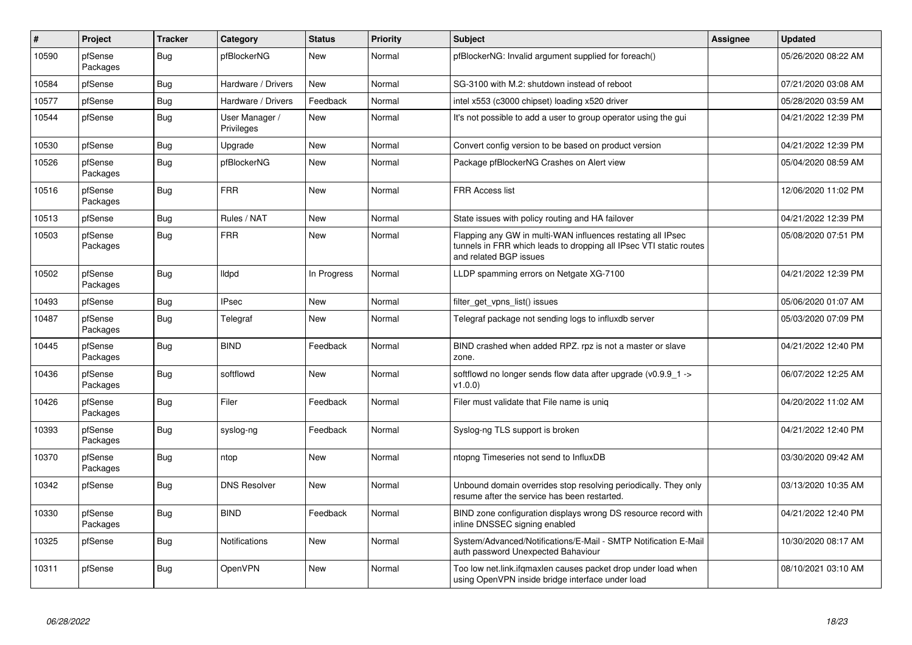| # | Project | Tracker | Category | Status | Priority | Subject | Assignee | Updated |
|---|---|---|---|---|---|---|---|---|
| 10590 | pfSense Packages | Bug | pfBlockerNG | New | Normal | pfBlockerNG: Invalid argument supplied for foreach() | | 05/26/2020 08:22 AM |
| 10584 | pfSense | Bug | Hardware / Drivers | New | Normal | SG-3100 with M.2: shutdown instead of reboot | | 07/21/2020 03:08 AM |
| 10577 | pfSense | Bug | Hardware / Drivers | Feedback | Normal | intel x553 (c3000 chipset) loading x520 driver | | 05/28/2020 03:59 AM |
| 10544 | pfSense | Bug | User Manager / Privileges | New | Normal | It's not possible to add a user to group operator using the gui | | 04/21/2022 12:39 PM |
| 10530 | pfSense | Bug | Upgrade | New | Normal | Convert config version to be based on product version | | 04/21/2022 12:39 PM |
| 10526 | pfSense Packages | Bug | pfBlockerNG | New | Normal | Package pfBlockerNG Crashes on Alert view | | 05/04/2020 08:59 AM |
| 10516 | pfSense Packages | Bug | FRR | New | Normal | FRR Access list | | 12/06/2020 11:02 PM |
| 10513 | pfSense | Bug | Rules / NAT | New | Normal | State issues with policy routing and HA failover | | 04/21/2022 12:39 PM |
| 10503 | pfSense Packages | Bug | FRR | New | Normal | Flapping any GW in multi-WAN influences restating all IPsec tunnels in FRR which leads to dropping all IPsec VTI static routes and related BGP issues | | 05/08/2020 07:51 PM |
| 10502 | pfSense Packages | Bug | lldpd | In Progress | Normal | LLDP spamming errors on Netgate XG-7100 | | 04/21/2022 12:39 PM |
| 10493 | pfSense | Bug | IPsec | New | Normal | filter_get_vpns_list() issues | | 05/06/2020 01:07 AM |
| 10487 | pfSense Packages | Bug | Telegraf | New | Normal | Telegraf package not sending logs to influxdb server | | 05/03/2020 07:09 PM |
| 10445 | pfSense Packages | Bug | BIND | Feedback | Normal | BIND crashed when added RPZ. rpz is not a master or slave zone. | | 04/21/2022 12:40 PM |
| 10436 | pfSense Packages | Bug | softflowd | New | Normal | softflowd no longer sends flow data after upgrade (v0.9.9_1 -> v1.0.0) | | 06/07/2022 12:25 AM |
| 10426 | pfSense Packages | Bug | Filer | Feedback | Normal | Filer must validate that File name is uniq | | 04/20/2022 11:02 AM |
| 10393 | pfSense Packages | Bug | syslog-ng | Feedback | Normal | Syslog-ng TLS support is broken | | 04/21/2022 12:40 PM |
| 10370 | pfSense Packages | Bug | ntop | New | Normal | ntopng Timeseries not send to InfluxDB | | 03/30/2020 09:42 AM |
| 10342 | pfSense | Bug | DNS Resolver | New | Normal | Unbound domain overrides stop resolving periodically. They only resume after the service has been restarted. | | 03/13/2020 10:35 AM |
| 10330 | pfSense Packages | Bug | BIND | Feedback | Normal | BIND zone configuration displays wrong DS resource record with inline DNSSEC signing enabled | | 04/21/2022 12:40 PM |
| 10325 | pfSense | Bug | Notifications | New | Normal | System/Advanced/Notifications/E-Mail - SMTP Notification E-Mail auth password Unexpected Bahaviour | | 10/30/2020 08:17 AM |
| 10311 | pfSense | Bug | OpenVPN | New | Normal | Too low net.link.ifqmaxlen causes packet drop under load when using OpenVPN inside bridge interface under load | | 08/10/2021 03:10 AM |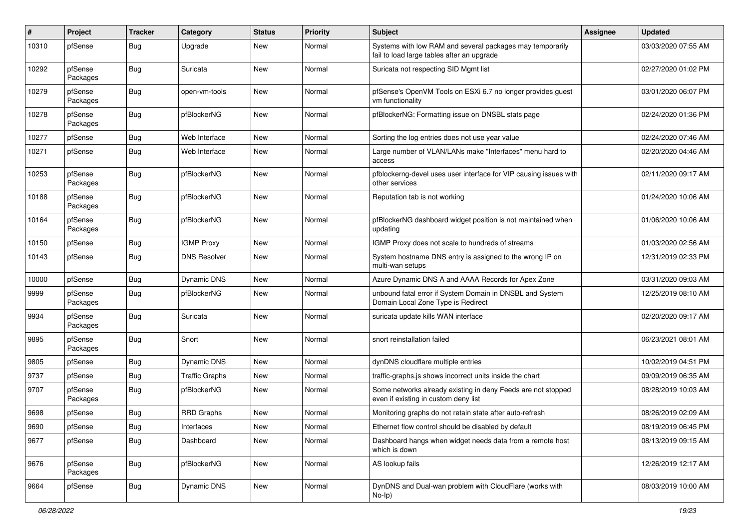| # | Project | Tracker | Category | Status | Priority | Subject | Assignee | Updated |
|---|---|---|---|---|---|---|---|---|
| 10310 | pfSense | Bug | Upgrade | New | Normal | Systems with low RAM and several packages may temporarily fail to load large tables after an upgrade | | 03/03/2020 07:55 AM |
| 10292 | pfSense Packages | Bug | Suricata | New | Normal | Suricata not respecting SID Mgmt list | | 02/27/2020 01:02 PM |
| 10279 | pfSense Packages | Bug | open-vm-tools | New | Normal | pfSense's OpenVM Tools on ESXi 6.7 no longer provides guest vm functionality | | 03/01/2020 06:07 PM |
| 10278 | pfSense Packages | Bug | pfBlockerNG | New | Normal | pfBlockerNG: Formatting issue on DNSBL stats page | | 02/24/2020 01:36 PM |
| 10277 | pfSense | Bug | Web Interface | New | Normal | Sorting the log entries does not use year value | | 02/24/2020 07:46 AM |
| 10271 | pfSense | Bug | Web Interface | New | Normal | Large number of VLAN/LANs make "Interfaces" menu hard to access | | 02/20/2020 04:46 AM |
| 10253 | pfSense Packages | Bug | pfBlockerNG | New | Normal | pfblockerng-devel uses user interface for VIP causing issues with other services | | 02/11/2020 09:17 AM |
| 10188 | pfSense Packages | Bug | pfBlockerNG | New | Normal | Reputation tab is not working | | 01/24/2020 10:06 AM |
| 10164 | pfSense Packages | Bug | pfBlockerNG | New | Normal | pfBlockerNG dashboard widget position is not maintained when updating | | 01/06/2020 10:06 AM |
| 10150 | pfSense | Bug | IGMP Proxy | New | Normal | IGMP Proxy does not scale to hundreds of streams | | 01/03/2020 02:56 AM |
| 10143 | pfSense | Bug | DNS Resolver | New | Normal | System hostname DNS entry is assigned to the wrong IP on multi-wan setups | | 12/31/2019 02:33 PM |
| 10000 | pfSense | Bug | Dynamic DNS | New | Normal | Azure Dynamic DNS A and AAAA Records for Apex Zone | | 03/31/2020 09:03 AM |
| 9999 | pfSense Packages | Bug | pfBlockerNG | New | Normal | unbound fatal error if System Domain in DNSBL and System Domain Local Zone Type is Redirect | | 12/25/2019 08:10 AM |
| 9934 | pfSense Packages | Bug | Suricata | New | Normal | suricata update kills WAN interface | | 02/20/2020 09:17 AM |
| 9895 | pfSense Packages | Bug | Snort | New | Normal | snort reinstallation failed | | 06/23/2021 08:01 AM |
| 9805 | pfSense | Bug | Dynamic DNS | New | Normal | dynDNS cloudflare multiple entries | | 10/02/2019 04:51 PM |
| 9737 | pfSense | Bug | Traffic Graphs | New | Normal | traffic-graphs.js shows incorrect units inside the chart | | 09/09/2019 06:35 AM |
| 9707 | pfSense Packages | Bug | pfBlockerNG | New | Normal | Some networks already existing in deny Feeds are not stopped even if existing in custom deny list | | 08/28/2019 10:03 AM |
| 9698 | pfSense | Bug | RRD Graphs | New | Normal | Monitoring graphs do not retain state after auto-refresh | | 08/26/2019 02:09 AM |
| 9690 | pfSense | Bug | Interfaces | New | Normal | Ethernet flow control should be disabled by default | | 08/19/2019 06:45 PM |
| 9677 | pfSense | Bug | Dashboard | New | Normal | Dashboard hangs when widget needs data from a remote host which is down | | 08/13/2019 09:15 AM |
| 9676 | pfSense Packages | Bug | pfBlockerNG | New | Normal | AS lookup fails | | 12/26/2019 12:17 AM |
| 9664 | pfSense | Bug | Dynamic DNS | New | Normal | DynDNS and Dual-wan problem with CloudFlare (works with No-Ip) | | 08/03/2019 10:00 AM |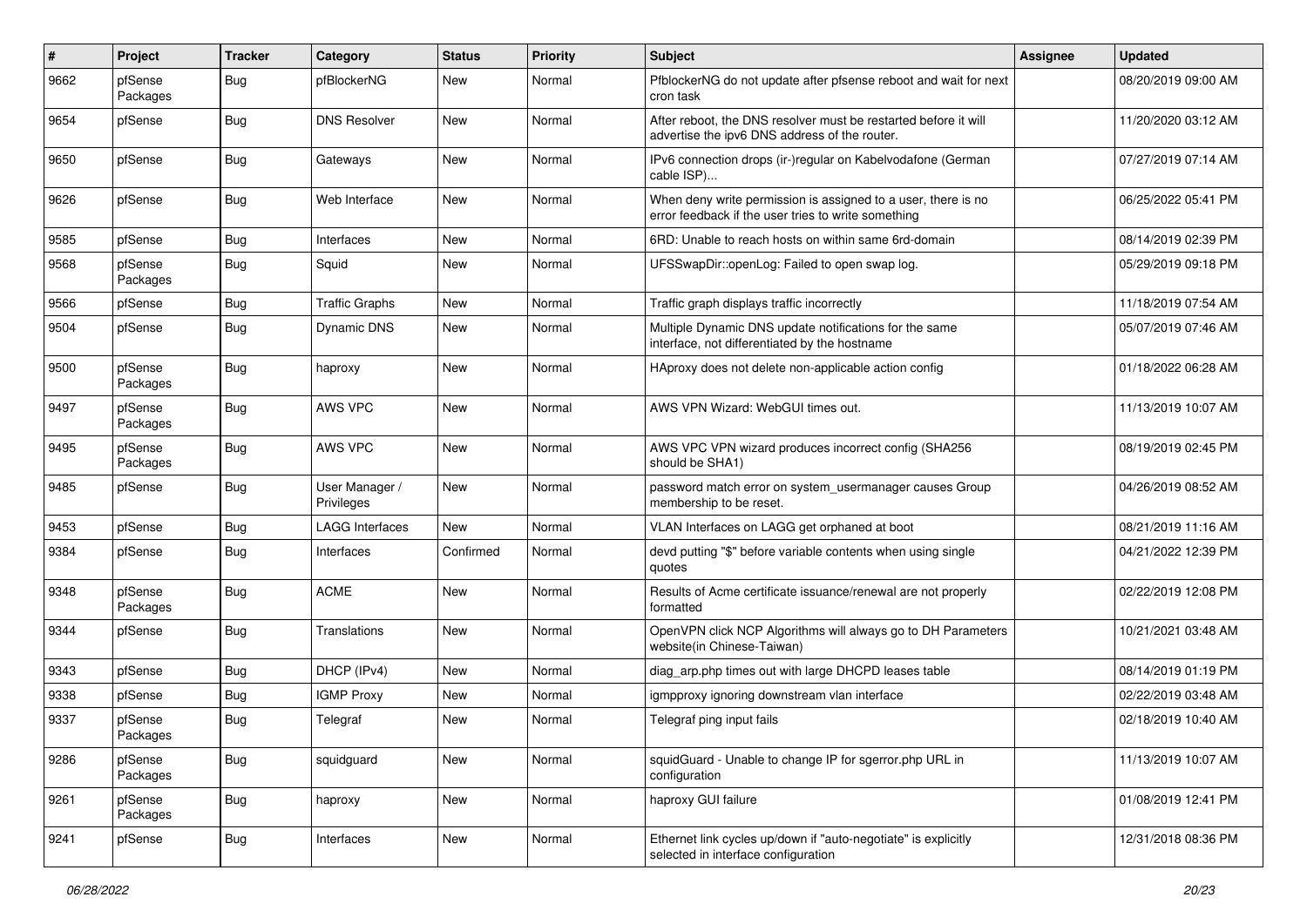| # | Project | Tracker | Category | Status | Priority | Subject | Assignee | Updated |
|---|---|---|---|---|---|---|---|---|
| 9662 | pfSense Packages | Bug | pfBlockerNG | New | Normal | PfblockerNG do not update after pfsense reboot and wait for next cron task | | 08/20/2019 09:00 AM |
| 9654 | pfSense | Bug | DNS Resolver | New | Normal | After reboot, the DNS resolver must be restarted before it will advertise the ipv6 DNS address of the router. | | 11/20/2020 03:12 AM |
| 9650 | pfSense | Bug | Gateways | New | Normal | IPv6 connection drops (ir-)regular on Kabelvodafone (German cable ISP)... | | 07/27/2019 07:14 AM |
| 9626 | pfSense | Bug | Web Interface | New | Normal | When deny write permission is assigned to a user, there is no error feedback if the user tries to write something | | 06/25/2022 05:41 PM |
| 9585 | pfSense | Bug | Interfaces | New | Normal | 6RD: Unable to reach hosts on within same 6rd-domain | | 08/14/2019 02:39 PM |
| 9568 | pfSense Packages | Bug | Squid | New | Normal | UFSSwapDir::openLog: Failed to open swap log. | | 05/29/2019 09:18 PM |
| 9566 | pfSense | Bug | Traffic Graphs | New | Normal | Traffic graph displays traffic incorrectly | | 11/18/2019 07:54 AM |
| 9504 | pfSense | Bug | Dynamic DNS | New | Normal | Multiple Dynamic DNS update notifications for the same interface, not differentiated by the hostname | | 05/07/2019 07:46 AM |
| 9500 | pfSense Packages | Bug | haproxy | New | Normal | HAproxy does not delete non-applicable action config | | 01/18/2022 06:28 AM |
| 9497 | pfSense Packages | Bug | AWS VPC | New | Normal | AWS VPN Wizard: WebGUI times out. | | 11/13/2019 10:07 AM |
| 9495 | pfSense Packages | Bug | AWS VPC | New | Normal | AWS VPC VPN wizard produces incorrect config (SHA256 should be SHA1) | | 08/19/2019 02:45 PM |
| 9485 | pfSense | Bug | User Manager / Privileges | New | Normal | password match error on system_usermanager causes Group membership to be reset. | | 04/26/2019 08:52 AM |
| 9453 | pfSense | Bug | LAGG Interfaces | New | Normal | VLAN Interfaces on LAGG get orphaned at boot | | 08/21/2019 11:16 AM |
| 9384 | pfSense | Bug | Interfaces | Confirmed | Normal | devd putting "$" before variable contents when using single quotes | | 04/21/2022 12:39 PM |
| 9348 | pfSense Packages | Bug | ACME | New | Normal | Results of Acme certificate issuance/renewal are not properly formatted | | 02/22/2019 12:08 PM |
| 9344 | pfSense | Bug | Translations | New | Normal | OpenVPN click NCP Algorithms will always go to DH Parameters website(in Chinese-Taiwan) | | 10/21/2021 03:48 AM |
| 9343 | pfSense | Bug | DHCP (IPv4) | New | Normal | diag_arp.php times out with large DHCPD leases table | | 08/14/2019 01:19 PM |
| 9338 | pfSense | Bug | IGMP Proxy | New | Normal | igmpproxy ignoring downstream vlan interface | | 02/22/2019 03:48 AM |
| 9337 | pfSense Packages | Bug | Telegraf | New | Normal | Telegraf ping input fails | | 02/18/2019 10:40 AM |
| 9286 | pfSense Packages | Bug | squidguard | New | Normal | squidGuard - Unable to change IP for sgerror.php URL in configuration | | 11/13/2019 10:07 AM |
| 9261 | pfSense Packages | Bug | haproxy | New | Normal | haproxy GUI failure | | 01/08/2019 12:41 PM |
| 9241 | pfSense | Bug | Interfaces | New | Normal | Ethernet link cycles up/down if "auto-negotiate" is explicitly selected in interface configuration | | 12/31/2018 08:36 PM |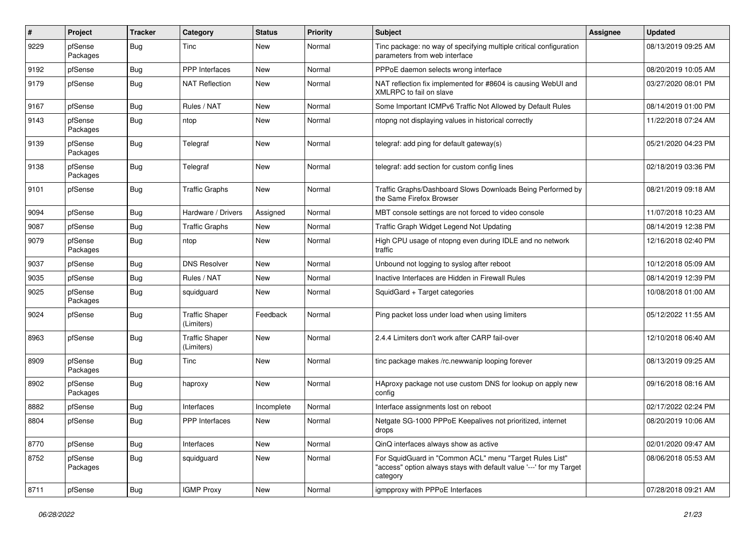| # | Project | Tracker | Category | Status | Priority | Subject | Assignee | Updated |
|---|---|---|---|---|---|---|---|---|
| 9229 | pfSense Packages | Bug | Tinc | New | Normal | Tinc package: no way of specifying multiple critical configuration parameters from web interface | | 08/13/2019 09:25 AM |
| 9192 | pfSense | Bug | PPP Interfaces | New | Normal | PPPoE daemon selects wrong interface | | 08/20/2019 10:05 AM |
| 9179 | pfSense | Bug | NAT Reflection | New | Normal | NAT reflection fix implemented for #8604 is causing WebUI and XMLRPC to fail on slave | | 03/27/2020 08:01 PM |
| 9167 | pfSense | Bug | Rules / NAT | New | Normal | Some Important ICMPv6 Traffic Not Allowed by Default Rules | | 08/14/2019 01:00 PM |
| 9143 | pfSense Packages | Bug | ntop | New | Normal | ntopng not displaying values in historical correctly | | 11/22/2018 07:24 AM |
| 9139 | pfSense Packages | Bug | Telegraf | New | Normal | telegraf: add ping for default gateway(s) | | 05/21/2020 04:23 PM |
| 9138 | pfSense Packages | Bug | Telegraf | New | Normal | telegraf: add section for custom config lines | | 02/18/2019 03:36 PM |
| 9101 | pfSense | Bug | Traffic Graphs | New | Normal | Traffic Graphs/Dashboard Slows Downloads Being Performed by the Same Firefox Browser | | 08/21/2019 09:18 AM |
| 9094 | pfSense | Bug | Hardware / Drivers | Assigned | Normal | MBT console settings are not forced to video console | | 11/07/2018 10:23 AM |
| 9087 | pfSense | Bug | Traffic Graphs | New | Normal | Traffic Graph Widget Legend Not Updating | | 08/14/2019 12:38 PM |
| 9079 | pfSense Packages | Bug | ntop | New | Normal | High CPU usage of ntopng even during IDLE and no network traffic | | 12/16/2018 02:40 PM |
| 9037 | pfSense | Bug | DNS Resolver | New | Normal | Unbound not logging to syslog after reboot | | 10/12/2018 05:09 AM |
| 9035 | pfSense | Bug | Rules / NAT | New | Normal | Inactive Interfaces are Hidden in Firewall Rules | | 08/14/2019 12:39 PM |
| 9025 | pfSense Packages | Bug | squidguard | New | Normal | SquidGard + Target categories | | 10/08/2018 01:00 AM |
| 9024 | pfSense | Bug | Traffic Shaper (Limiters) | Feedback | Normal | Ping packet loss under load when using limiters | | 05/12/2022 11:55 AM |
| 8963 | pfSense | Bug | Traffic Shaper (Limiters) | New | Normal | 2.4.4 Limiters don't work after CARP fail-over | | 12/10/2018 06:40 AM |
| 8909 | pfSense Packages | Bug | Tinc | New | Normal | tinc package makes /rc.newwanip looping forever | | 08/13/2019 09:25 AM |
| 8902 | pfSense Packages | Bug | haproxy | New | Normal | HAproxy package not use custom DNS for lookup on apply new config | | 09/16/2018 08:16 AM |
| 8882 | pfSense | Bug | Interfaces | Incomplete | Normal | Interface assignments lost on reboot | | 02/17/2022 02:24 PM |
| 8804 | pfSense | Bug | PPP Interfaces | New | Normal | Netgate SG-1000 PPPoE Keepalives not prioritized, internet drops | | 08/20/2019 10:06 AM |
| 8770 | pfSense | Bug | Interfaces | New | Normal | QinQ interfaces always show as active | | 02/01/2020 09:47 AM |
| 8752 | pfSense Packages | Bug | squidguard | New | Normal | For SquidGuard in "Common ACL" menu "Target Rules List" "access" option always stays with default value '---' for my Target category | | 08/06/2018 05:53 AM |
| 8711 | pfSense | Bug | IGMP Proxy | New | Normal | igmpproxy with PPPoE Interfaces | | 07/28/2018 09:21 AM |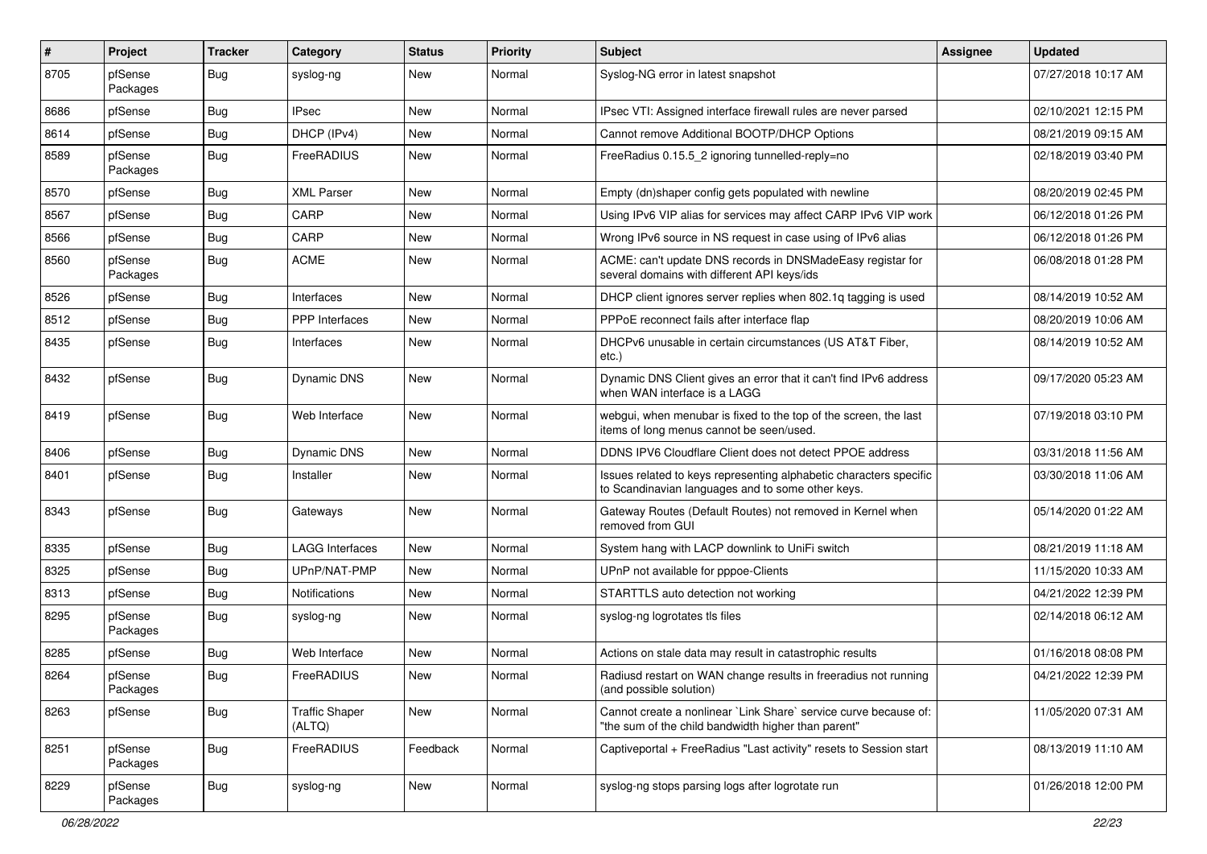| # | Project | Tracker | Category | Status | Priority | Subject | Assignee | Updated |
|---|---|---|---|---|---|---|---|---|
| 8705 | pfSense Packages | Bug | syslog-ng | New | Normal | Syslog-NG error in latest snapshot | | 07/27/2018 10:17 AM |
| 8686 | pfSense | Bug | IPsec | New | Normal | IPsec VTI: Assigned interface firewall rules are never parsed | | 02/10/2021 12:15 PM |
| 8614 | pfSense | Bug | DHCP (IPv4) | New | Normal | Cannot remove Additional BOOTP/DHCP Options | | 08/21/2019 09:15 AM |
| 8589 | pfSense Packages | Bug | FreeRADIUS | New | Normal | FreeRadius 0.15.5_2 ignoring tunnelled-reply=no | | 02/18/2019 03:40 PM |
| 8570 | pfSense | Bug | XML Parser | New | Normal | Empty (dn)shaper config gets populated with newline | | 08/20/2019 02:45 PM |
| 8567 | pfSense | Bug | CARP | New | Normal | Using IPv6 VIP alias for services may affect CARP IPv6 VIP work | | 06/12/2018 01:26 PM |
| 8566 | pfSense | Bug | CARP | New | Normal | Wrong IPv6 source in NS request in case using of IPv6 alias | | 06/12/2018 01:26 PM |
| 8560 | pfSense Packages | Bug | ACME | New | Normal | ACME: can't update DNS records in DNSMadeEasy registar for several domains with different API keys/ids | | 06/08/2018 01:28 PM |
| 8526 | pfSense | Bug | Interfaces | New | Normal | DHCP client ignores server replies when 802.1q tagging is used | | 08/14/2019 10:52 AM |
| 8512 | pfSense | Bug | PPP Interfaces | New | Normal | PPPoE reconnect fails after interface flap | | 08/20/2019 10:06 AM |
| 8435 | pfSense | Bug | Interfaces | New | Normal | DHCPv6 unusable in certain circumstances (US AT&T Fiber, etc.) | | 08/14/2019 10:52 AM |
| 8432 | pfSense | Bug | Dynamic DNS | New | Normal | Dynamic DNS Client gives an error that it can't find IPv6 address when WAN interface is a LAGG | | 09/17/2020 05:23 AM |
| 8419 | pfSense | Bug | Web Interface | New | Normal | webgui, when menubar is fixed to the top of the screen, the last items of long menus cannot be seen/used. | | 07/19/2018 03:10 PM |
| 8406 | pfSense | Bug | Dynamic DNS | New | Normal | DDNS IPV6 Cloudflare Client does not detect PPOE address | | 03/31/2018 11:56 AM |
| 8401 | pfSense | Bug | Installer | New | Normal | Issues related to keys representing alphabetic characters specific to Scandinavian languages and to some other keys. | | 03/30/2018 11:06 AM |
| 8343 | pfSense | Bug | Gateways | New | Normal | Gateway Routes (Default Routes) not removed in Kernel when removed from GUI | | 05/14/2020 01:22 AM |
| 8335 | pfSense | Bug | LAGG Interfaces | New | Normal | System hang with LACP downlink to UniFi switch | | 08/21/2019 11:18 AM |
| 8325 | pfSense | Bug | UPnP/NAT-PMP | New | Normal | UPnP not available for pppoe-Clients | | 11/15/2020 10:33 AM |
| 8313 | pfSense | Bug | Notifications | New | Normal | STARTTLS auto detection not working | | 04/21/2022 12:39 PM |
| 8295 | pfSense Packages | Bug | syslog-ng | New | Normal | syslog-ng logrotates tls files | | 02/14/2018 06:12 AM |
| 8285 | pfSense | Bug | Web Interface | New | Normal | Actions on stale data may result in catastrophic results | | 01/16/2018 08:08 PM |
| 8264 | pfSense Packages | Bug | FreeRADIUS | New | Normal | Radiusd restart on WAN change results in freeradius not running (and possible solution) | | 04/21/2022 12:39 PM |
| 8263 | pfSense | Bug | Traffic Shaper (ALTQ) | New | Normal | Cannot create a nonlinear `Link Share` service curve because of: "the sum of the child bandwidth higher than parent" | | 11/05/2020 07:31 AM |
| 8251 | pfSense Packages | Bug | FreeRADIUS | Feedback | Normal | Captiveportal + FreeRadius "Last activity" resets to Session start | | 08/13/2019 11:10 AM |
| 8229 | pfSense Packages | Bug | syslog-ng | New | Normal | syslog-ng stops parsing logs after logrotate run | | 01/26/2018 12:00 PM |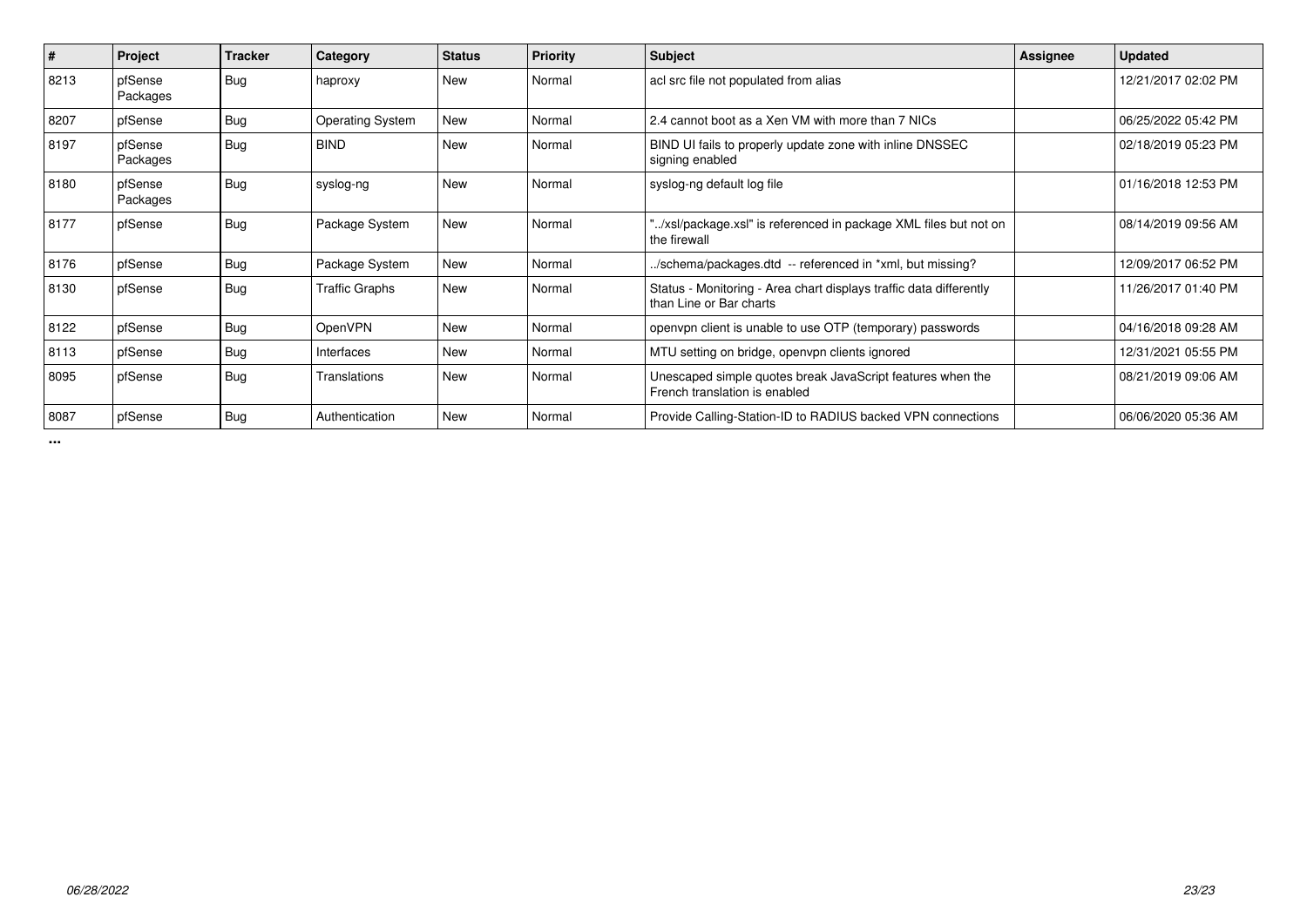| # | Project | Tracker | Category | Status | Priority | Subject | Assignee | Updated |
|---|---|---|---|---|---|---|---|---|
| 8213 | pfSense Packages | Bug | haproxy | New | Normal | acl src file not populated from alias | | 12/21/2017 02:02 PM |
| 8207 | pfSense | Bug | Operating System | New | Normal | 2.4 cannot boot as a Xen VM with more than 7 NICs | | 06/25/2022 05:42 PM |
| 8197 | pfSense Packages | Bug | BIND | New | Normal | BIND UI fails to properly update zone with inline DNSSEC signing enabled | | 02/18/2019 05:23 PM |
| 8180 | pfSense Packages | Bug | syslog-ng | New | Normal | syslog-ng default log file | | 01/16/2018 12:53 PM |
| 8177 | pfSense | Bug | Package System | New | Normal | "../xsl/package.xsl" is referenced in package XML files but not on the firewall | | 08/14/2019 09:56 AM |
| 8176 | pfSense | Bug | Package System | New | Normal | ../schema/packages.dtd -- referenced in *xml, but missing? | | 12/09/2017 06:52 PM |
| 8130 | pfSense | Bug | Traffic Graphs | New | Normal | Status - Monitoring - Area chart displays traffic data differently than Line or Bar charts | | 11/26/2017 01:40 PM |
| 8122 | pfSense | Bug | OpenVPN | New | Normal | openvpn client is unable to use OTP (temporary) passwords | | 04/16/2018 09:28 AM |
| 8113 | pfSense | Bug | Interfaces | New | Normal | MTU setting on bridge, openvpn clients ignored | | 12/31/2021 05:55 PM |
| 8095 | pfSense | Bug | Translations | New | Normal | Unescaped simple quotes break JavaScript features when the French translation is enabled | | 08/21/2019 09:06 AM |
| 8087 | pfSense | Bug | Authentication | New | Normal | Provide Calling-Station-ID to RADIUS backed VPN connections | | 06/06/2020 05:36 AM |

...